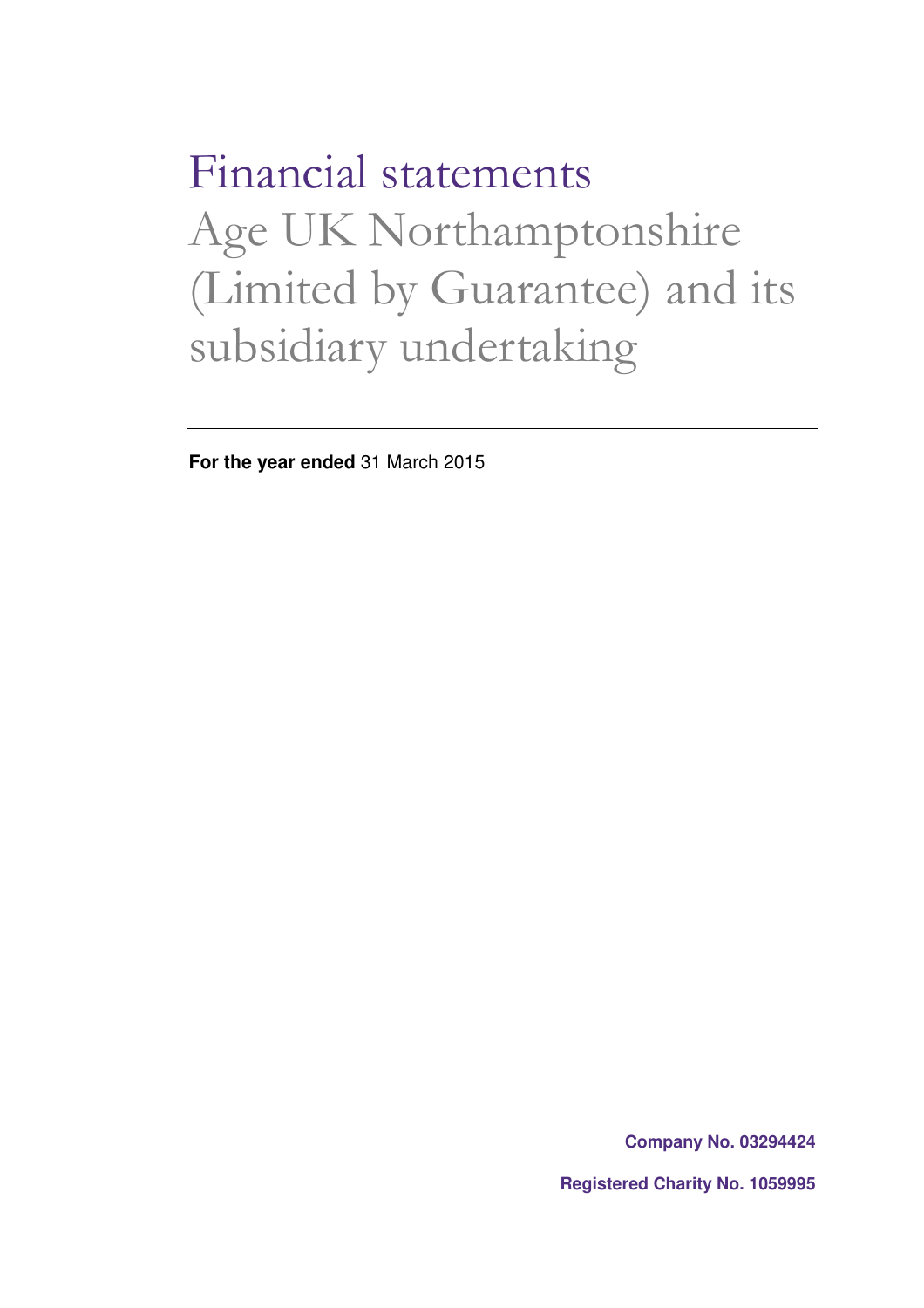# Financial statements

## Age UK Northamptonshire (Limited by Guarantee) and its subsidiary undertaking

---

**For the year ended** 31 March 2015

**Company No. 03294424**

**Registered Charity No. 1059995**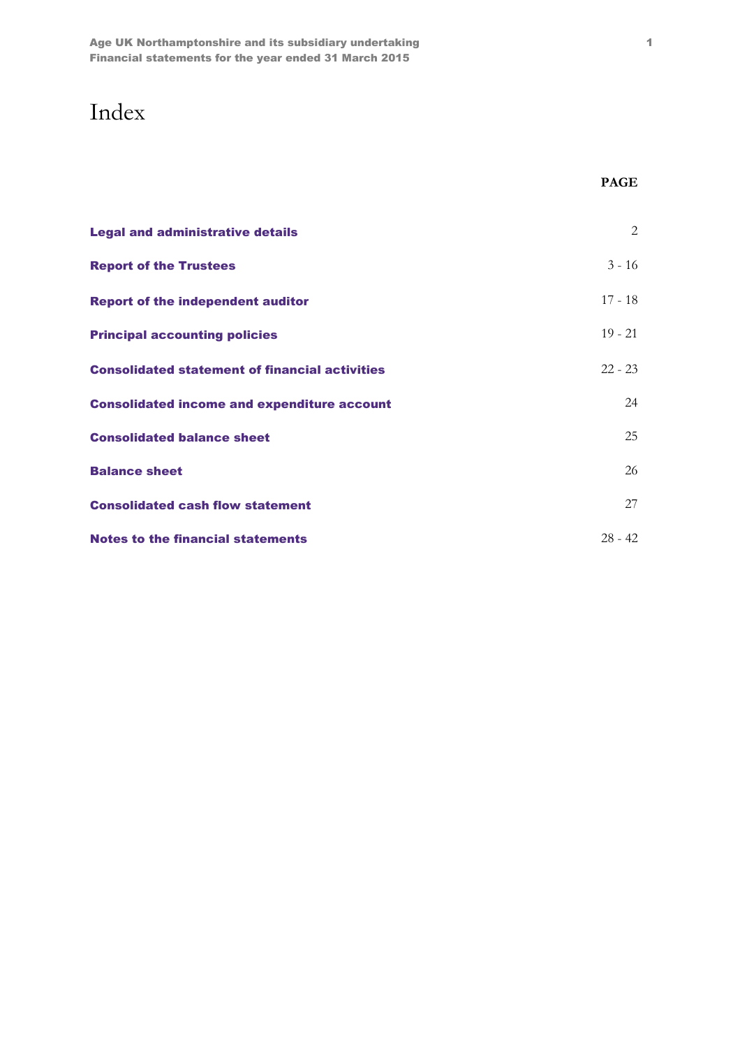# Index

| | PAGE |
|---|---|
| **Legal and administrative details** | 2 |
| **Report of the Trustees** | 3 - 16 |
| **Report of the independent auditor** | 17 - 18 |
| **Principal accounting policies** | 19 - 21 |
| **Consolidated statement of financial activities** | 22 - 23 |
| **Consolidated income and expenditure account** | 24 |
| **Consolidated balance sheet** | 25 |
| **Balance sheet** | 26 |
| **Consolidated cash flow statement** | 27 |
| **Notes to the financial statements** | 28 - 42 |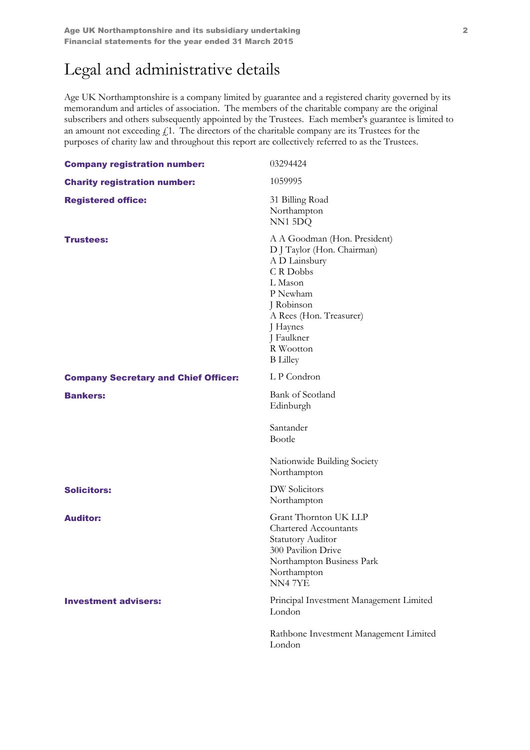# Legal and administrative details

Age UK Northamptonshire is a company limited by guarantee and a registered charity governed by its memorandum and articles of association. The members of the charitable company are the original subscribers and others subsequently appointed by the Trustees. Each member's guarantee is limited to an amount not exceeding £1. The directors of the charitable company are its Trustees for the purposes of charity law and throughout this report are collectively referred to as the Trustees.

**Company registration number:** 03294424

**Charity registration number:** 1059995

**Registered office:**
31 Billing Road
Northampton
NN1 5DQ

**Trustees:**
A A Goodman (Hon. President)
D J Taylor (Hon. Chairman)
A D Lainsbury
C R Dobbs
L Mason
P Newham
J Robinson
A Rees (Hon. Treasurer)
J Haynes
J Faulkner
R Wootton
B Lilley

**Company Secretary and Chief Officer:** L P Condron

**Bankers:**
Bank of Scotland
Edinburgh

Santander
Bootle

Nationwide Building Society
Northampton

**Solicitors:**
DW Solicitors
Northampton

**Auditor:**
Grant Thornton UK LLP
Chartered Accountants
Statutory Auditor
300 Pavilion Drive
Northampton Business Park
Northampton
NN4 7YE

**Investment advisers:**
Principal Investment Management Limited
London

Rathbone Investment Management Limited
London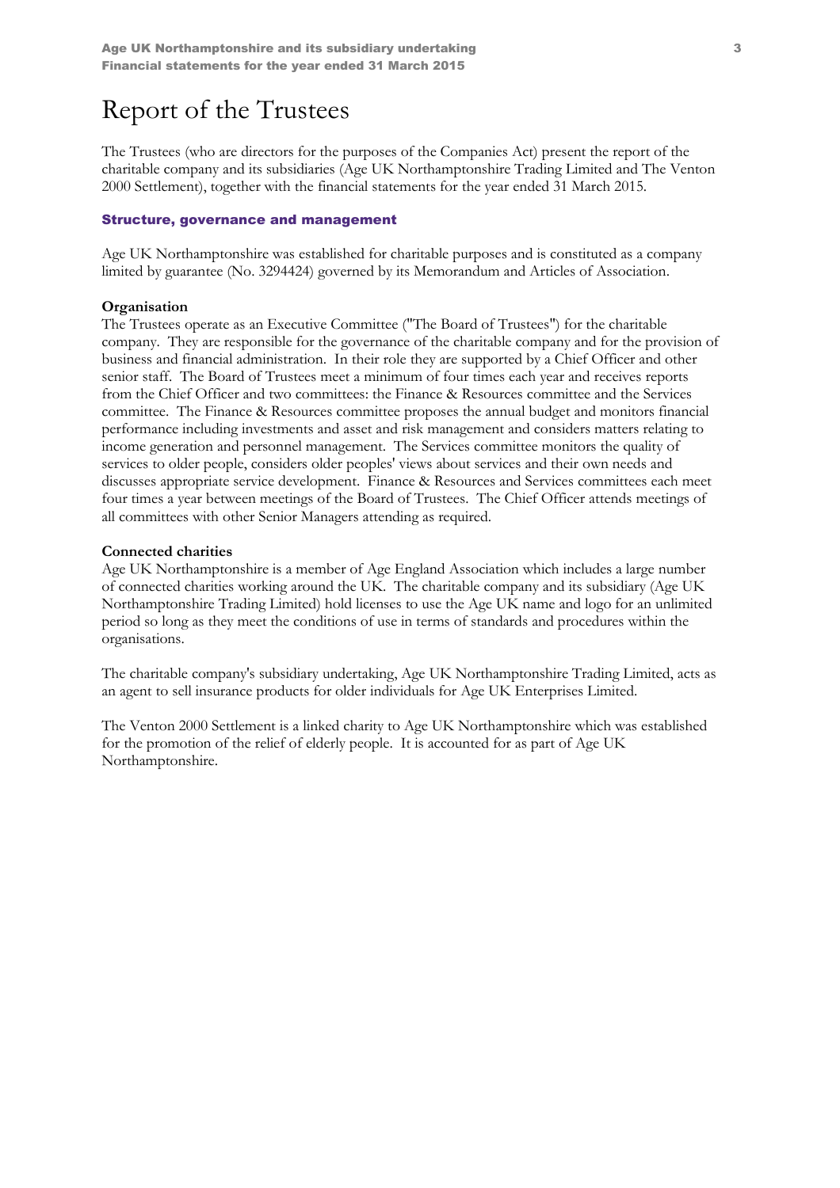# Report of the Trustees

The Trustees (who are directors for the purposes of the Companies Act) present the report of the charitable company and its subsidiaries (Age UK Northamptonshire Trading Limited and The Venton 2000 Settlement), together with the financial statements for the year ended 31 March 2015.

## Structure, governance and management

Age UK Northamptonshire was established for charitable purposes and is constituted as a company limited by guarantee (No. 3294424) governed by its Memorandum and Articles of Association.

### Organisation

The Trustees operate as an Executive Committee ("The Board of Trustees") for the charitable company. They are responsible for the governance of the charitable company and for the provision of business and financial administration. In their role they are supported by a Chief Officer and other senior staff. The Board of Trustees meet a minimum of four times each year and receives reports from the Chief Officer and two committees: the Finance & Resources committee and the Services committee. The Finance & Resources committee proposes the annual budget and monitors financial performance including investments and asset and risk management and considers matters relating to income generation and personnel management. The Services committee monitors the quality of services to older people, considers older peoples' views about services and their own needs and discusses appropriate service development. Finance & Resources and Services committees each meet four times a year between meetings of the Board of Trustees. The Chief Officer attends meetings of all committees with other Senior Managers attending as required.

### Connected charities

Age UK Northamptonshire is a member of Age England Association which includes a large number of connected charities working around the UK. The charitable company and its subsidiary (Age UK Northamptonshire Trading Limited) hold licenses to use the Age UK name and logo for an unlimited period so long as they meet the conditions of use in terms of standards and procedures within the organisations.

The charitable company's subsidiary undertaking, Age UK Northamptonshire Trading Limited, acts as an agent to sell insurance products for older individuals for Age UK Enterprises Limited.

The Venton 2000 Settlement is a linked charity to Age UK Northamptonshire which was established for the promotion of the relief of elderly people. It is accounted for as part of Age UK Northamptonshire.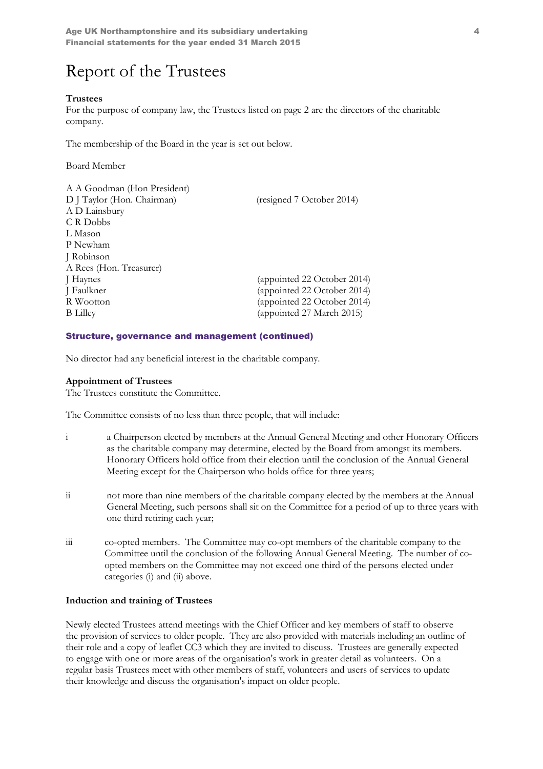# Report of the Trustees

**Trustees**
For the purpose of company law, the Trustees listed on page 2 are the directors of the charitable company.

The membership of the Board in the year is set out below.

Board Member

| | |
|---|---|
| A A Goodman (Hon President) | |
| D J Taylor (Hon. Chairman) | (resigned 7 October 2014) |
| A D Lainsbury | |
| C R Dobbs | |
| L Mason | |
| P Newham | |
| J Robinson | |
| A Rees (Hon. Treasurer) | |
| J Haynes | (appointed 22 October 2014) |
| J Faulkner | (appointed 22 October 2014) |
| R Wootton | (appointed 22 October 2014) |
| B Lilley | (appointed 27 March 2015) |

## Structure, governance and management (continued)

No director had any beneficial interest in the charitable company.

**Appointment of Trustees**
The Trustees constitute the Committee.

The Committee consists of no less than three people, that will include:

i a Chairperson elected by members at the Annual General Meeting and other Honorary Officers as the charitable company may determine, elected by the Board from amongst its members. Honorary Officers hold office from their election until the conclusion of the Annual General Meeting except for the Chairperson who holds office for three years;

ii not more than nine members of the charitable company elected by the members at the Annual General Meeting, such persons shall sit on the Committee for a period of up to three years with one third retiring each year;

iii co-opted members. The Committee may co-opt members of the charitable company to the Committee until the conclusion of the following Annual General Meeting. The number of co-opted members on the Committee may not exceed one third of the persons elected under categories (i) and (ii) above.

**Induction and training of Trustees**

Newly elected Trustees attend meetings with the Chief Officer and key members of staff to observe the provision of services to older people. They are also provided with materials including an outline of their role and a copy of leaflet CC3 which they are invited to discuss. Trustees are generally expected to engage with one or more areas of the organisation's work in greater detail as volunteers. On a regular basis Trustees meet with other members of staff, volunteers and users of services to update their knowledge and discuss the organisation's impact on older people.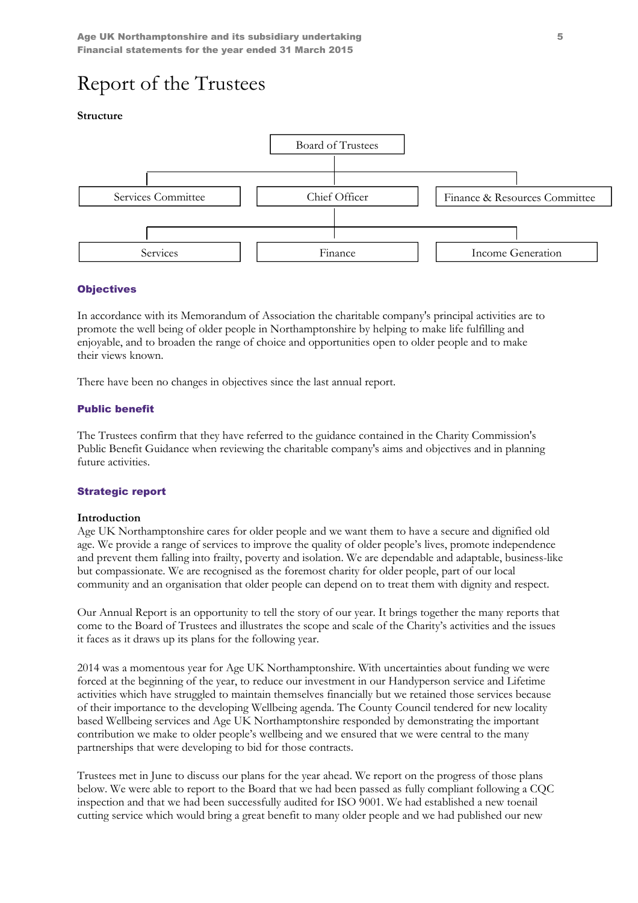# Report of the Trustees

**Structure**

- Board of Trustees
  - Services Committee
  - Chief Officer
  - Finance & Resources Committee
- Chief Officer
  - Services
  - Finance
  - Income Generation

## Objectives

In accordance with its Memorandum of Association the charitable company's principal activities are to promote the well being of older people in Northamptonshire by helping to make life fulfilling and enjoyable, and to broaden the range of choice and opportunities open to older people and to make their views known.

There have been no changes in objectives since the last annual report.

## Public benefit

The Trustees confirm that they have referred to the guidance contained in the Charity Commission's Public Benefit Guidance when reviewing the charitable company's aims and objectives and in planning future activities.

## Strategic report

**Introduction**

Age UK Northamptonshire cares for older people and we want them to have a secure and dignified old age. We provide a range of services to improve the quality of older people's lives, promote independence and prevent them falling into frailty, poverty and isolation. We are dependable and adaptable, business-like but compassionate. We are recognised as the foremost charity for older people, part of our local community and an organisation that older people can depend on to treat them with dignity and respect.

Our Annual Report is an opportunity to tell the story of our year. It brings together the many reports that come to the Board of Trustees and illustrates the scope and scale of the Charity's activities and the issues it faces as it draws up its plans for the following year.

2014 was a momentous year for Age UK Northamptonshire. With uncertainties about funding we were forced at the beginning of the year, to reduce our investment in our Handyperson service and Lifetime activities which have struggled to maintain themselves financially but we retained those services because of their importance to the developing Wellbeing agenda. The County Council tendered for new locality based Wellbeing services and Age UK Northamptonshire responded by demonstrating the important contribution we make to older people's wellbeing and we ensured that we were central to the many partnerships that were developing to bid for those contracts.

Trustees met in June to discuss our plans for the year ahead. We report on the progress of those plans below. We were able to report to the Board that we had been passed as fully compliant following a CQC inspection and that we had been successfully audited for ISO 9001. We had established a new toenail cutting service which would bring a great benefit to many older people and we had published our new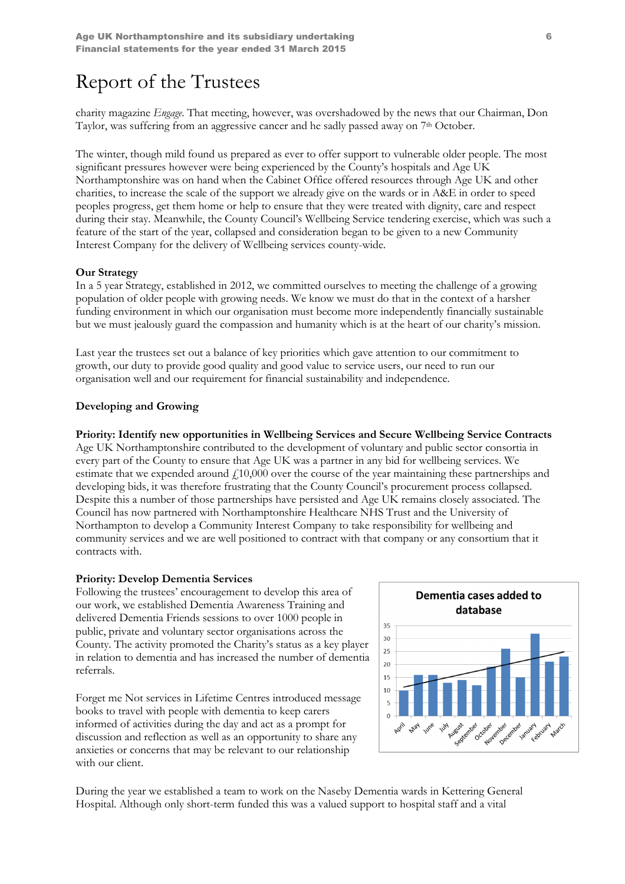# Report of the Trustees

charity magazine *Engage*. That meeting, however, was overshadowed by the news that our Chairman, Don Taylor, was suffering from an aggressive cancer and he sadly passed away on 7th October.

The winter, though mild found us prepared as ever to offer support to vulnerable older people. The most significant pressures however were being experienced by the County's hospitals and Age UK Northamptonshire was on hand when the Cabinet Office offered resources through Age UK and other charities, to increase the scale of the support we already give on the wards or in A&E in order to speed peoples progress, get them home or help to ensure that they were treated with dignity, care and respect during their stay. Meanwhile, the County Council's Wellbeing Service tendering exercise, which was such a feature of the start of the year, collapsed and consideration began to be given to a new Community Interest Company for the delivery of Wellbeing services county-wide.

**Our Strategy**

In a 5 year Strategy, established in 2012, we committed ourselves to meeting the challenge of a growing population of older people with growing needs. We know we must do that in the context of a harsher funding environment in which our organisation must become more independently financially sustainable but we must jealously guard the compassion and humanity which is at the heart of our charity's mission.

Last year the trustees set out a balance of key priorities which gave attention to our commitment to growth, our duty to provide good quality and good value to service users, our need to run our organisation well and our requirement for financial sustainability and independence.

**Developing and Growing**

**Priority: Identify new opportunities in Wellbeing Services and Secure Wellbeing Service Contracts**

Age UK Northamptonshire contributed to the development of voluntary and public sector consortia in every part of the County to ensure that Age UK was a partner in any bid for wellbeing services. We estimate that we expended around £10,000 over the course of the year maintaining these partnerships and developing bids, it was therefore frustrating that the County Council's procurement process collapsed. Despite this a number of those partnerships have persisted and Age UK remains closely associated. The Council has now partnered with Northamptonshire Healthcare NHS Trust and the University of Northampton to develop a Community Interest Company to take responsibility for wellbeing and community services and we are well positioned to contract with that company or any consortium that it contracts with.

**Priority: Develop Dementia Services**

Following the trustees' encouragement to develop this area of our work, we established Dementia Awareness Training and delivered Dementia Friends sessions to over 1000 people in public, private and voluntary sector organisations across the County. The activity promoted the Charity's status as a key player in relation to dementia and has increased the number of dementia referrals.

**Dementia cases added to database**

| Month | Cases (approx.) |
|---|---|
| April | 10 |
| May | 16 |
| June | 16 |
| July | 13 |
| August | 14 |
| September | 12 |
| October | 19 |
| November | 26 |
| December | 15 |
| January | 32 |
| February | 21 |
| March | 23 |

Forget me Not services in Lifetime Centres introduced message books to travel with people with dementia to keep carers informed of activities during the day and act as a prompt for discussion and reflection as well as an opportunity to share any anxieties or concerns that may be relevant to our relationship with our client.

During the year we established a team to work on the Naseby Dementia wards in Kettering General Hospital. Although only short-term funded this was a valued support to hospital staff and a vital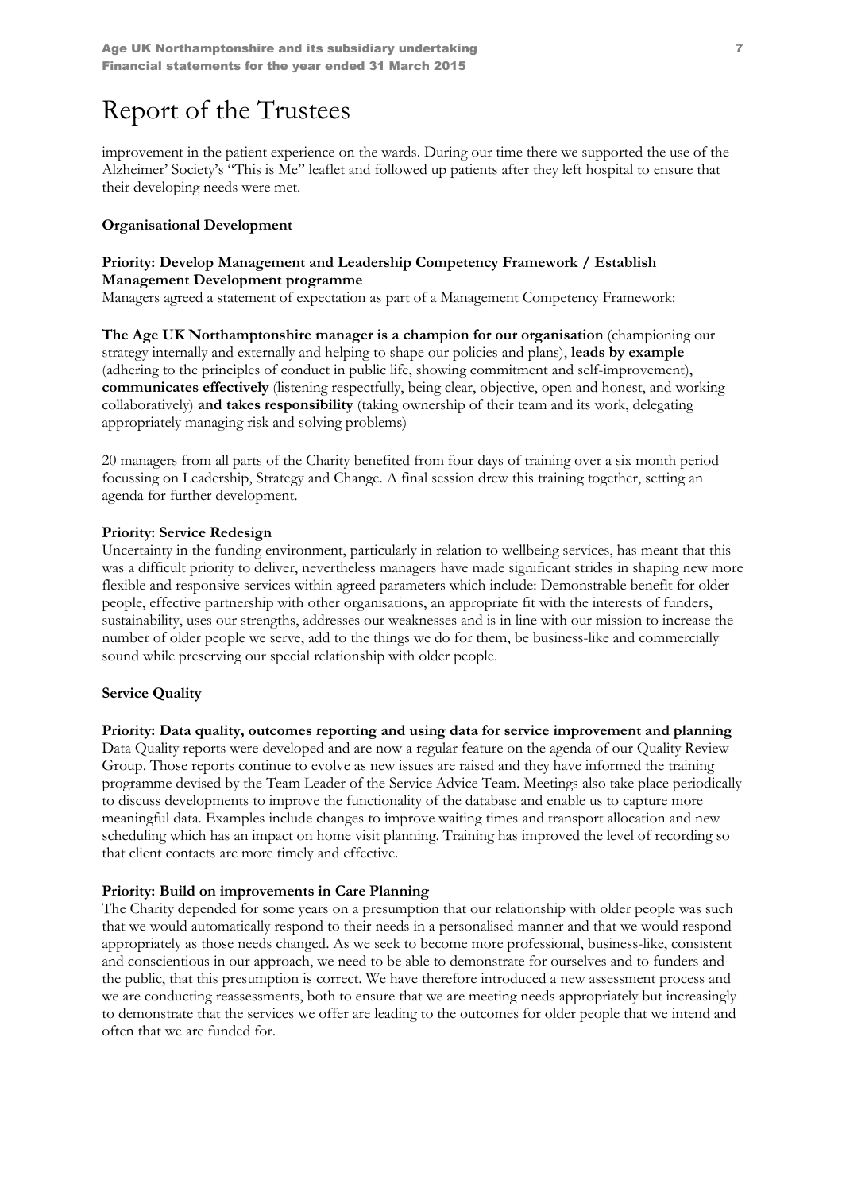# Report of the Trustees

improvement in the patient experience on the wards. During our time there we supported the use of the Alzheimer' Society's "This is Me" leaflet and followed up patients after they left hospital to ensure that their developing needs were met.

**Organisational Development**

**Priority: Develop Management and Leadership Competency Framework / Establish Management Development programme**

Managers agreed a statement of expectation as part of a Management Competency Framework:

**The Age UK Northamptonshire manager is a champion for our organisation** (championing our strategy internally and externally and helping to shape our policies and plans), **leads by example** (adhering to the principles of conduct in public life, showing commitment and self-improvement), **communicates effectively** (listening respectfully, being clear, objective, open and honest, and working collaboratively) **and takes responsibility** (taking ownership of their team and its work, delegating appropriately managing risk and solving problems)

20 managers from all parts of the Charity benefited from four days of training over a six month period focussing on Leadership, Strategy and Change. A final session drew this training together, setting an agenda for further development.

**Priority: Service Redesign**

Uncertainty in the funding environment, particularly in relation to wellbeing services, has meant that this was a difficult priority to deliver, nevertheless managers have made significant strides in shaping new more flexible and responsive services within agreed parameters which include: Demonstrable benefit for older people, effective partnership with other organisations, an appropriate fit with the interests of funders, sustainability, uses our strengths, addresses our weaknesses and is in line with our mission to increase the number of older people we serve, add to the things we do for them, be business-like and commercially sound while preserving our special relationship with older people.

**Service Quality**

**Priority: Data quality, outcomes reporting and using data for service improvement and planning**

Data Quality reports were developed and are now a regular feature on the agenda of our Quality Review Group. Those reports continue to evolve as new issues are raised and they have informed the training programme devised by the Team Leader of the Service Advice Team. Meetings also take place periodically to discuss developments to improve the functionality of the database and enable us to capture more meaningful data. Examples include changes to improve waiting times and transport allocation and new scheduling which has an impact on home visit planning. Training has improved the level of recording so that client contacts are more timely and effective.

**Priority: Build on improvements in Care Planning**

The Charity depended for some years on a presumption that our relationship with older people was such that we would automatically respond to their needs in a personalised manner and that we would respond appropriately as those needs changed. As we seek to become more professional, business-like, consistent and conscientious in our approach, we need to be able to demonstrate for ourselves and to funders and the public, that this presumption is correct. We have therefore introduced a new assessment process and we are conducting reassessments, both to ensure that we are meeting needs appropriately but increasingly to demonstrate that the services we offer are leading to the outcomes for older people that we intend and often that we are funded for.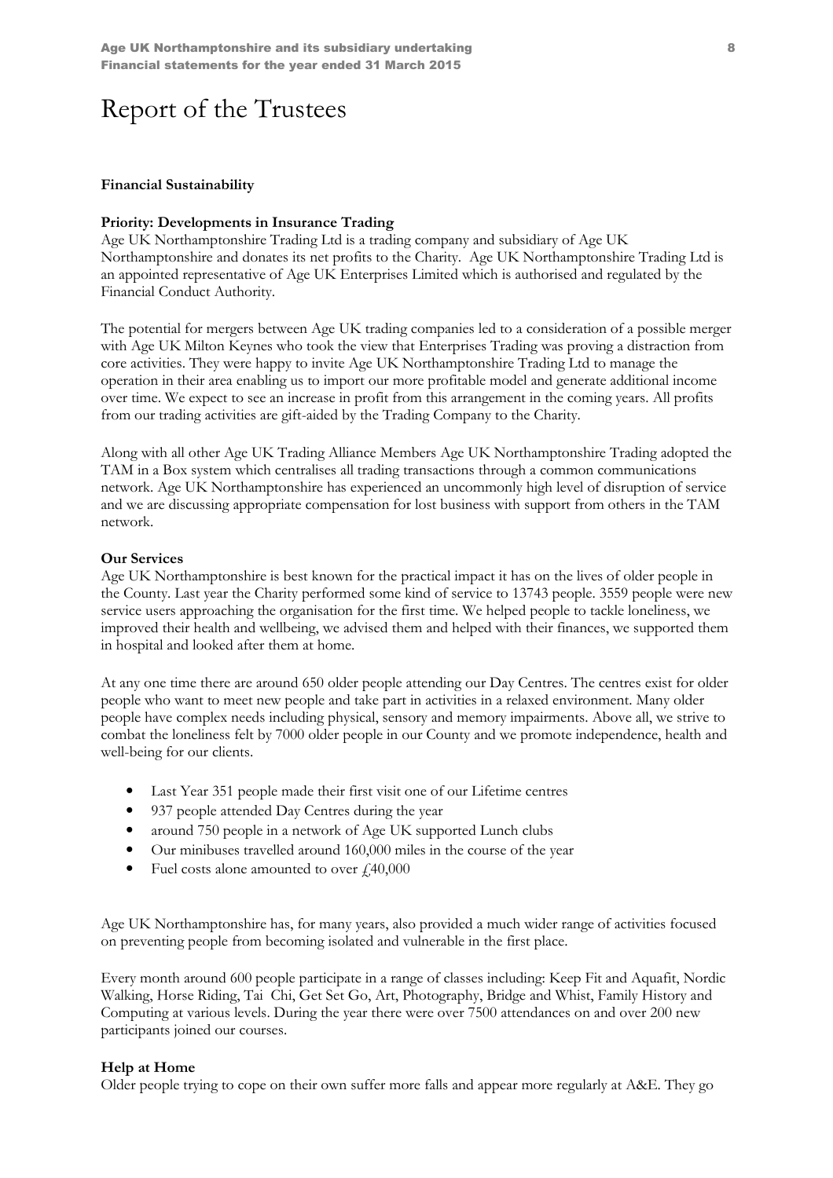# Report of the Trustees

**Financial Sustainability**

**Priority: Developments in Insurance Trading**

Age UK Northamptonshire Trading Ltd is a trading company and subsidiary of Age UK Northamptonshire and donates its net profits to the Charity. Age UK Northamptonshire Trading Ltd is an appointed representative of Age UK Enterprises Limited which is authorised and regulated by the Financial Conduct Authority.

The potential for mergers between Age UK trading companies led to a consideration of a possible merger with Age UK Milton Keynes who took the view that Enterprises Trading was proving a distraction from core activities. They were happy to invite Age UK Northamptonshire Trading Ltd to manage the operation in their area enabling us to import our more profitable model and generate additional income over time. We expect to see an increase in profit from this arrangement in the coming years. All profits from our trading activities are gift-aided by the Trading Company to the Charity.

Along with all other Age UK Trading Alliance Members Age UK Northamptonshire Trading adopted the TAM in a Box system which centralises all trading transactions through a common communications network. Age UK Northamptonshire has experienced an uncommonly high level of disruption of service and we are discussing appropriate compensation for lost business with support from others in the TAM network.

**Our Services**

Age UK Northamptonshire is best known for the practical impact it has on the lives of older people in the County. Last year the Charity performed some kind of service to 13743 people. 3559 people were new service users approaching the organisation for the first time. We helped people to tackle loneliness, we improved their health and wellbeing, we advised them and helped with their finances, we supported them in hospital and looked after them at home.

At any one time there are around 650 older people attending our Day Centres. The centres exist for older people who want to meet new people and take part in activities in a relaxed environment. Many older people have complex needs including physical, sensory and memory impairments. Above all, we strive to combat the loneliness felt by 7000 older people in our County and we promote independence, health and well-being for our clients.

- Last Year 351 people made their first visit one of our Lifetime centres
- 937 people attended Day Centres during the year
- around 750 people in a network of Age UK supported Lunch clubs
- Our minibuses travelled around 160,000 miles in the course of the year
- Fuel costs alone amounted to over £40,000

Age UK Northamptonshire has, for many years, also provided a much wider range of activities focused on preventing people from becoming isolated and vulnerable in the first place.

Every month around 600 people participate in a range of classes including: Keep Fit and Aquafit, Nordic Walking, Horse Riding, Tai Chi, Get Set Go, Art, Photography, Bridge and Whist, Family History and Computing at various levels. During the year there were over 7500 attendances on and over 200 new participants joined our courses.

**Help at Home**

Older people trying to cope on their own suffer more falls and appear more regularly at A&E. They go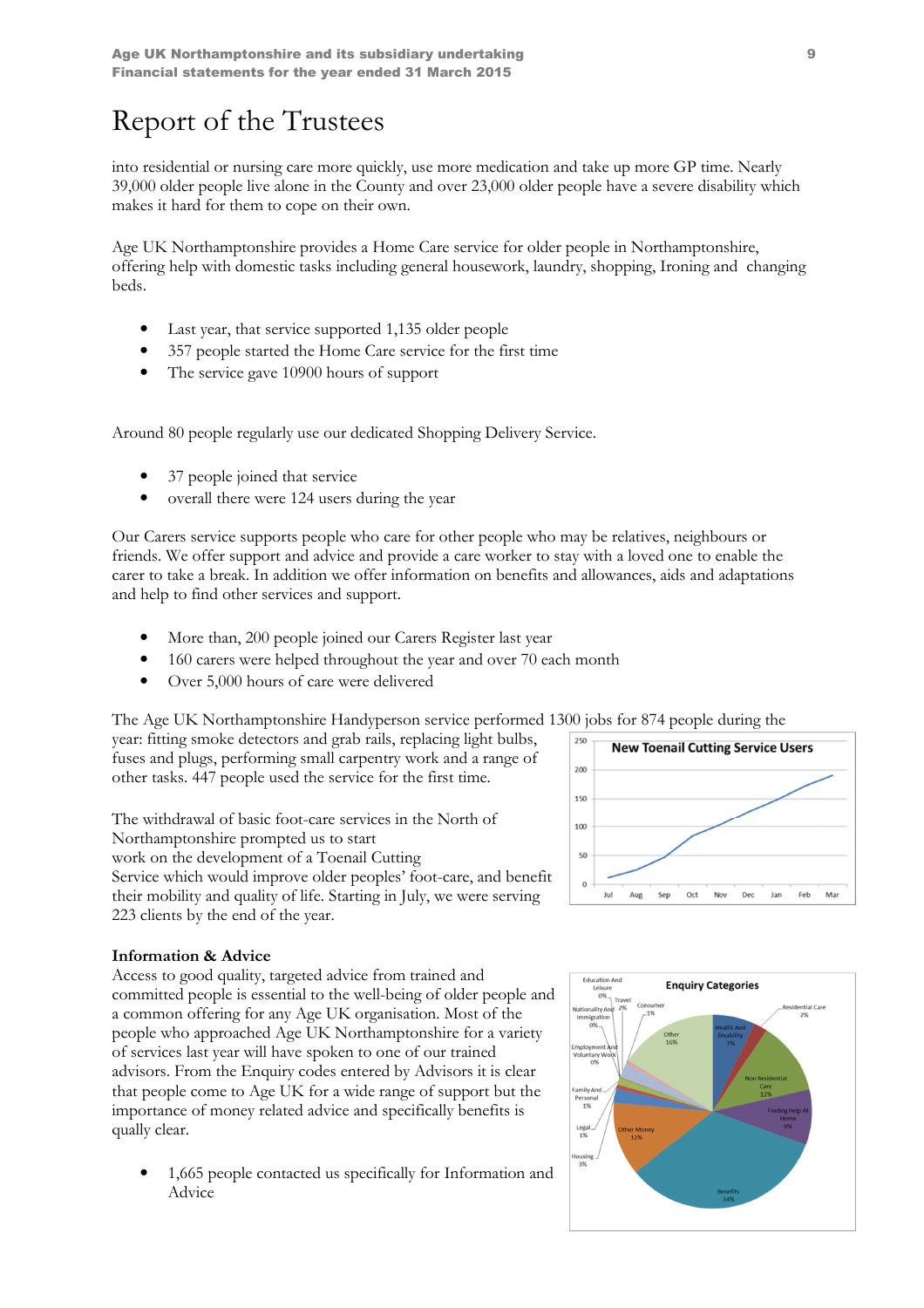# Report of the Trustees

into residential or nursing care more quickly, use more medication and take up more GP time. Nearly 39,000 older people live alone in the County and over 23,000 older people have a severe disability which makes it hard for them to cope on their own.

Age UK Northamptonshire provides a Home Care service for older people in Northamptonshire, offering help with domestic tasks including general housework, laundry, shopping, Ironing and changing beds.

- Last year, that service supported 1,135 older people
- 357 people started the Home Care service for the first time
- The service gave 10900 hours of support

Around 80 people regularly use our dedicated Shopping Delivery Service.

- 37 people joined that service
- overall there were 124 users during the year

Our Carers service supports people who care for other people who may be relatives, neighbours or friends. We offer support and advice and provide a care worker to stay with a loved one to enable the carer to take a break. In addition we offer information on benefits and allowances, aids and adaptations and help to find other services and support.

- More than, 200 people joined our Carers Register last year
- 160 carers were helped throughout the year and over 70 each month
- Over 5,000 hours of care were delivered

The Age UK Northamptonshire Handyperson service performed 1300 jobs for 874 people during the year: fitting smoke detectors and grab rails, replacing light bulbs, fuses and plugs, performing small carpentry work and a range of other tasks. 447 people used the service for the first time.

The withdrawal of basic foot-care services in the North of Northamptonshire prompted us to start work on the development of a Toenail Cutting Service which would improve older peoples' foot-care, and benefit their mobility and quality of life. Starting in July, we were serving 223 clients by the end of the year.

**New Toenail Cutting Service Users**

### Information & Advice

Access to good quality, targeted advice from trained and committed people is essential to the well-being of older people and a common offering for any Age UK organisation. Most of the people who approached Age UK Northamptonshire for a variety of services last year will have spoken to one of our trained advisors. From the Enquiry codes entered by Advisors it is clear that people come to Age UK for a wide range of support but the importance of money related advice and specifically benefits is qually clear.

- 1,665 people contacted us specifically for Information and Advice

**Enquiry Categories**

| Category | % |
|---|---|
| Health And Disability | 7% |
| Residential Care | 2% |
| Non Residential Care | 12% |
| Finding Help At Home | 9% |
| Benefits | 34% |
| Other Money | 12% |
| Housing | 3% |
| Legal | 1% |
| Family And Personal | 1% |
| Employment And Voluntary Work | 0% |
| Nationality And Immigration | 0% |
| Education And Leisure | 0% |
| Travel | 2% |
| Consumer | 1% |
| Other | 16% |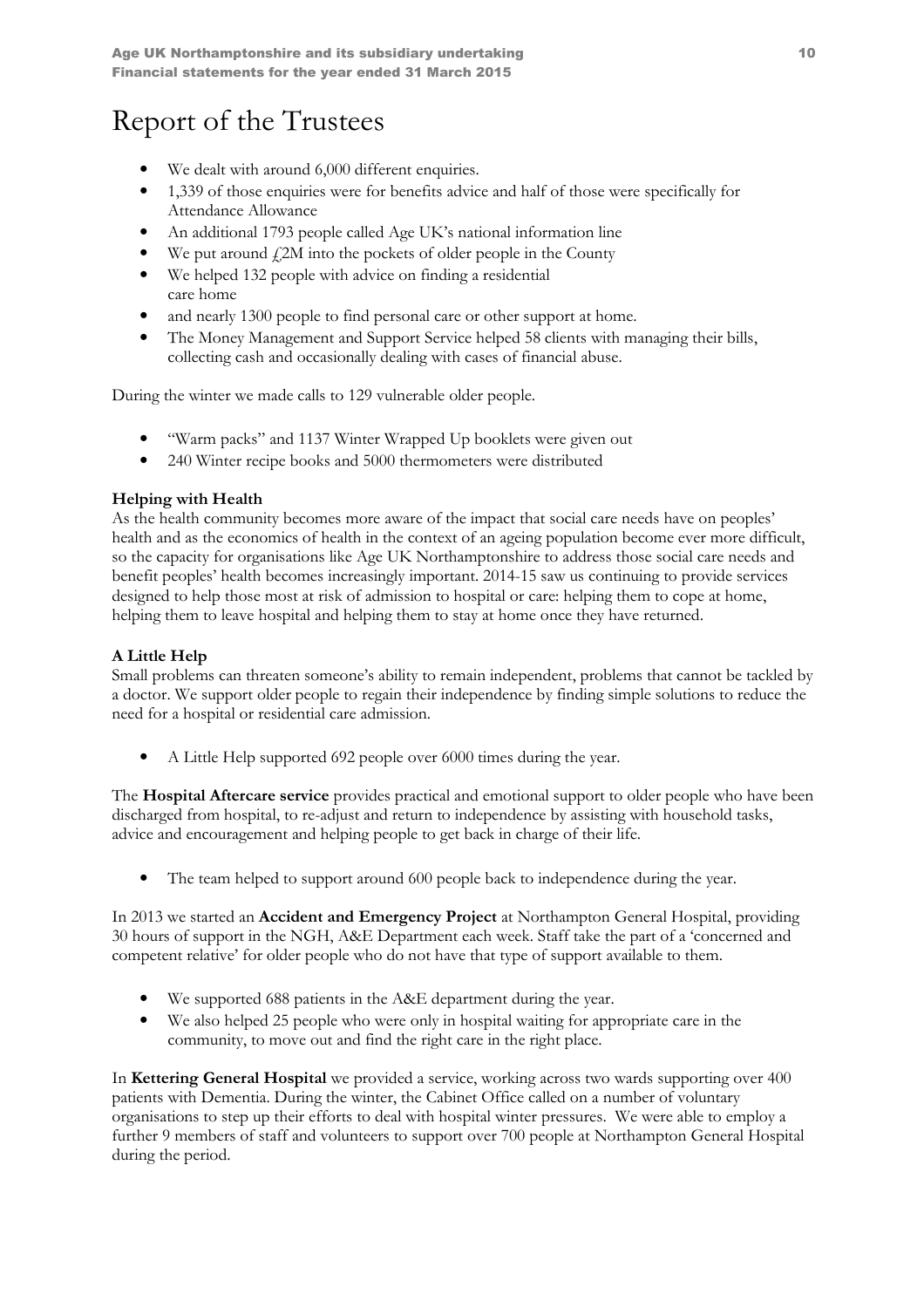# Report of the Trustees

- We dealt with around 6,000 different enquiries.
- 1,339 of those enquiries were for benefits advice and half of those were specifically for Attendance Allowance
- An additional 1793 people called Age UK's national information line
- We put around £2M into the pockets of older people in the County
- We helped 132 people with advice on finding a residential care home
- and nearly 1300 people to find personal care or other support at home.
- The Money Management and Support Service helped 58 clients with managing their bills, collecting cash and occasionally dealing with cases of financial abuse.

During the winter we made calls to 129 vulnerable older people.

- "Warm packs" and 1137 Winter Wrapped Up booklets were given out
- 240 Winter recipe books and 5000 thermometers were distributed

**Helping with Health**

As the health community becomes more aware of the impact that social care needs have on peoples' health and as the economics of health in the context of an ageing population become ever more difficult, so the capacity for organisations like Age UK Northamptonshire to address those social care needs and benefit peoples' health becomes increasingly important. 2014-15 saw us continuing to provide services designed to help those most at risk of admission to hospital or care: helping them to cope at home, helping them to leave hospital and helping them to stay at home once they have returned.

**A Little Help**

Small problems can threaten someone's ability to remain independent, problems that cannot be tackled by a doctor. We support older people to regain their independence by finding simple solutions to reduce the need for a hospital or residential care admission.

- A Little Help supported 692 people over 6000 times during the year.

The **Hospital Aftercare service** provides practical and emotional support to older people who have been discharged from hospital, to re-adjust and return to independence by assisting with household tasks, advice and encouragement and helping people to get back in charge of their life.

- The team helped to support around 600 people back to independence during the year.

In 2013 we started an **Accident and Emergency Project** at Northampton General Hospital, providing 30 hours of support in the NGH, A&E Department each week. Staff take the part of a 'concerned and competent relative' for older people who do not have that type of support available to them.

- We supported 688 patients in the A&E department during the year.
- We also helped 25 people who were only in hospital waiting for appropriate care in the community, to move out and find the right care in the right place.

In **Kettering General Hospital** we provided a service, working across two wards supporting over 400 patients with Dementia. During the winter, the Cabinet Office called on a number of voluntary organisations to step up their efforts to deal with hospital winter pressures. We were able to employ a further 9 members of staff and volunteers to support over 700 people at Northampton General Hospital during the period.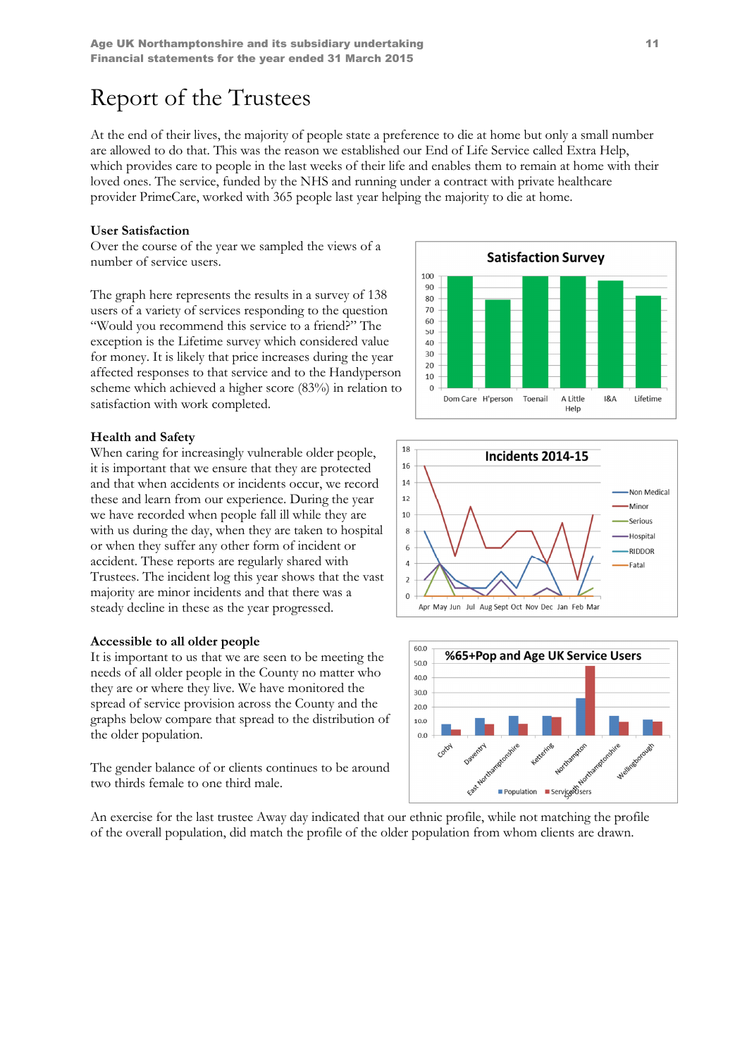# Report of the Trustees

At the end of their lives, the majority of people state a preference to die at home but only a small number are allowed to do that. This was the reason we established our End of Life Service called Extra Help, which provides care to people in the last weeks of their life and enables them to remain at home with their loved ones. The service, funded by the NHS and running under a contract with private healthcare provider PrimeCare, worked with 365 people last year helping the majority to die at home.

**User Satisfaction**

Over the course of the year we sampled the views of a number of service users.

The graph here represents the results in a survey of 138 users of a variety of services responding to the question "Would you recommend this service to a friend?" The exception is the Lifetime survey which considered value for money. It is likely that price increases during the year affected responses to that service and to the Handyperson scheme which achieved a higher score (83%) in relation to satisfaction with work completed.

**Health and Safety**

When caring for increasingly vulnerable older people, it is important that we ensure that they are protected and that when accidents or incidents occur, we record these and learn from our experience. During the year we have recorded when people fall ill while they are with us during the day, when they are taken to hospital or when they suffer any other form of incident or accident. These reports are regularly shared with Trustees. The incident log this year shows that the vast majority are minor incidents and that there was a steady decline in these as the year progressed.

**Accessible to all older people**

It is important to us that we are seen to be meeting the needs of all older people in the County no matter who they are or where they live. We have monitored the spread of service provision across the County and the graphs below compare that spread to the distribution of the older population.

The gender balance of or clients continues to be around two thirds female to one third male.

An exercise for the last trustee Away day indicated that our ethnic profile, while not matching the profile of the overall population, did match the profile of the older population from whom clients are drawn.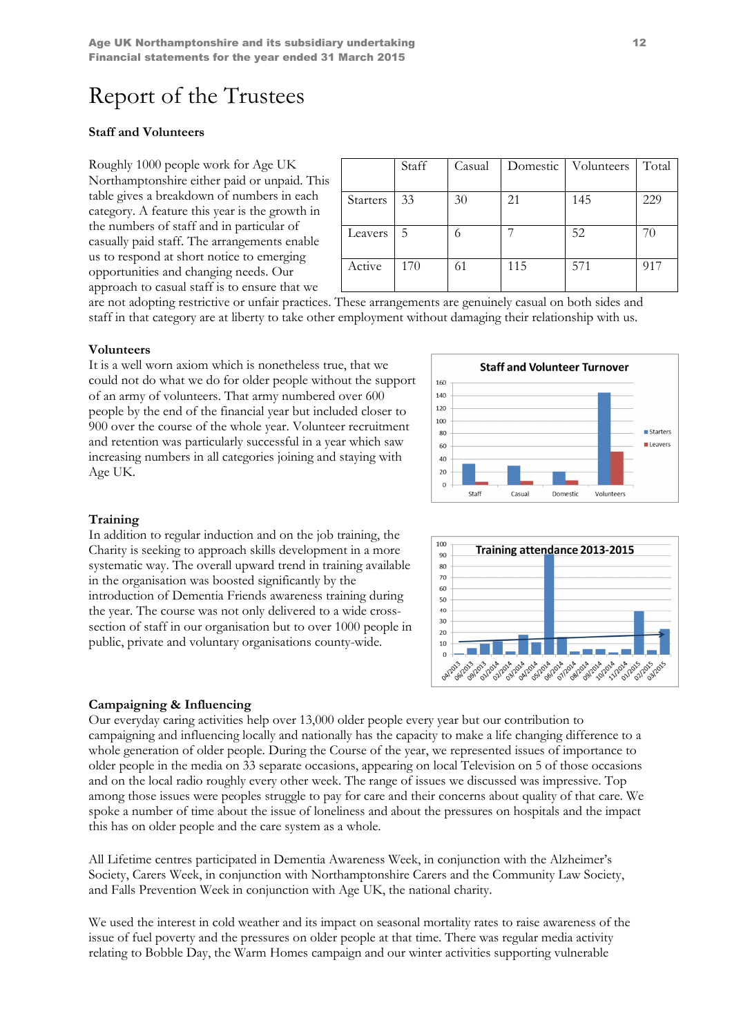# Report of the Trustees

### Staff and Volunteers

Roughly 1000 people work for Age UK Northamptonshire either paid or unpaid. This table gives a breakdown of numbers in each category. A feature this year is the growth in the numbers of staff and in particular of casually paid staff. The arrangements enable us to respond at short notice to emerging opportunities and changing needs. Our approach to casual staff is to ensure that we are not adopting restrictive or unfair practices. These arrangements are genuinely casual on both sides and staff in that category are at liberty to take other employment without damaging their relationship with us.

| | Staff | Casual | Domestic | Volunteers | Total |
|---|---|---|---|---|---|
| Starters | 33 | 30 | 21 | 145 | 229 |
| Leavers | 5 | 6 | 7 | 52 | 70 |
| Active | 170 | 61 | 115 | 571 | 917 |

### Volunteers

It is a well worn axiom which is nonetheless true, that we could not do what we do for older people without the support of an army of volunteers. That army numbered over 600 people by the end of the financial year but included closer to 900 over the course of the whole year. Volunteer recruitment and retention was particularly successful in a year which saw increasing numbers in all categories joining and staying with Age UK.

### Training

In addition to regular induction and on the job training, the Charity is seeking to approach skills development in a more systematic way. The overall upward trend in training available in the organisation was boosted significantly by the introduction of Dementia Friends awareness training during the year. The course was not only delivered to a wide cross-section of staff in our organisation but to over 1000 people in public, private and voluntary organisations county-wide.

### Campaigning & Influencing

Our everyday caring activities help over 13,000 older people every year but our contribution to campaigning and influencing locally and nationally has the capacity to make a life changing difference to a whole generation of older people. During the Course of the year, we represented issues of importance to older people in the media on 33 separate occasions, appearing on local Television on 5 of those occasions and on the local radio roughly every other week. The range of issues we discussed was impressive. Top among those issues were peoples struggle to pay for care and their concerns about quality of that care. We spoke a number of time about the issue of loneliness and about the pressures on hospitals and the impact this has on older people and the care system as a whole.

All Lifetime centres participated in Dementia Awareness Week, in conjunction with the Alzheimer's Society, Carers Week, in conjunction with Northamptonshire Carers and the Community Law Society, and Falls Prevention Week in conjunction with Age UK, the national charity.

We used the interest in cold weather and its impact on seasonal mortality rates to raise awareness of the issue of fuel poverty and the pressures on older people at that time. There was regular media activity relating to Bobble Day, the Warm Homes campaign and our winter activities supporting vulnerable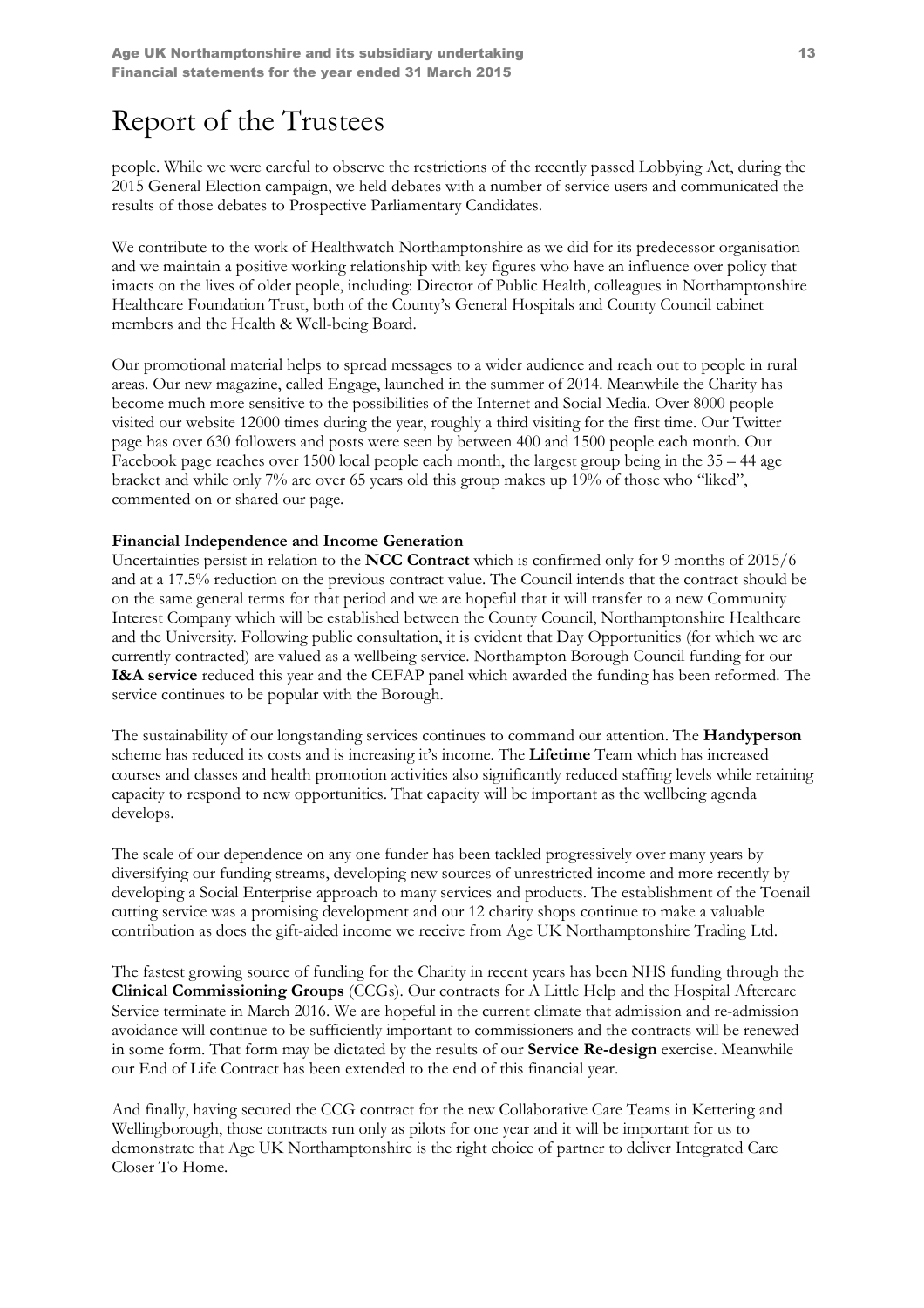# Report of the Trustees

people. While we were careful to observe the restrictions of the recently passed Lobbying Act, during the 2015 General Election campaign, we held debates with a number of service users and communicated the results of those debates to Prospective Parliamentary Candidates.

We contribute to the work of Healthwatch Northamptonshire as we did for its predecessor organisation and we maintain a positive working relationship with key figures who have an influence over policy that imacts on the lives of older people, including: Director of Public Health, colleagues in Northamptonshire Healthcare Foundation Trust, both of the County's General Hospitals and County Council cabinet members and the Health & Well-being Board.

Our promotional material helps to spread messages to a wider audience and reach out to people in rural areas. Our new magazine, called Engage, launched in the summer of 2014. Meanwhile the Charity has become much more sensitive to the possibilities of the Internet and Social Media. Over 8000 people visited our website 12000 times during the year, roughly a third visiting for the first time. Our Twitter page has over 630 followers and posts were seen by between 400 and 1500 people each month. Our Facebook page reaches over 1500 local people each month, the largest group being in the 35 – 44 age bracket and while only 7% are over 65 years old this group makes up 19% of those who "liked", commented on or shared our page.

**Financial Independence and Income Generation**

Uncertainties persist in relation to the **NCC Contract** which is confirmed only for 9 months of 2015/6 and at a 17.5% reduction on the previous contract value. The Council intends that the contract should be on the same general terms for that period and we are hopeful that it will transfer to a new Community Interest Company which will be established between the County Council, Northamptonshire Healthcare and the University. Following public consultation, it is evident that Day Opportunities (for which we are currently contracted) are valued as a wellbeing service. Northampton Borough Council funding for our **I&A service** reduced this year and the CEFAP panel which awarded the funding has been reformed. The service continues to be popular with the Borough.

The sustainability of our longstanding services continues to command our attention. The **Handyperson** scheme has reduced its costs and is increasing it's income. The **Lifetime** Team which has increased courses and classes and health promotion activities also significantly reduced staffing levels while retaining capacity to respond to new opportunities. That capacity will be important as the wellbeing agenda develops.

The scale of our dependence on any one funder has been tackled progressively over many years by diversifying our funding streams, developing new sources of unrestricted income and more recently by developing a Social Enterprise approach to many services and products. The establishment of the Toenail cutting service was a promising development and our 12 charity shops continue to make a valuable contribution as does the gift-aided income we receive from Age UK Northamptonshire Trading Ltd.

The fastest growing source of funding for the Charity in recent years has been NHS funding through the **Clinical Commissioning Groups** (CCGs). Our contracts for A Little Help and the Hospital Aftercare Service terminate in March 2016. We are hopeful in the current climate that admission and re-admission avoidance will continue to be sufficiently important to commissioners and the contracts will be renewed in some form. That form may be dictated by the results of our **Service Re-design** exercise. Meanwhile our End of Life Contract has been extended to the end of this financial year.

And finally, having secured the CCG contract for the new Collaborative Care Teams in Kettering and Wellingborough, those contracts run only as pilots for one year and it will be important for us to demonstrate that Age UK Northamptonshire is the right choice of partner to deliver Integrated Care Closer To Home.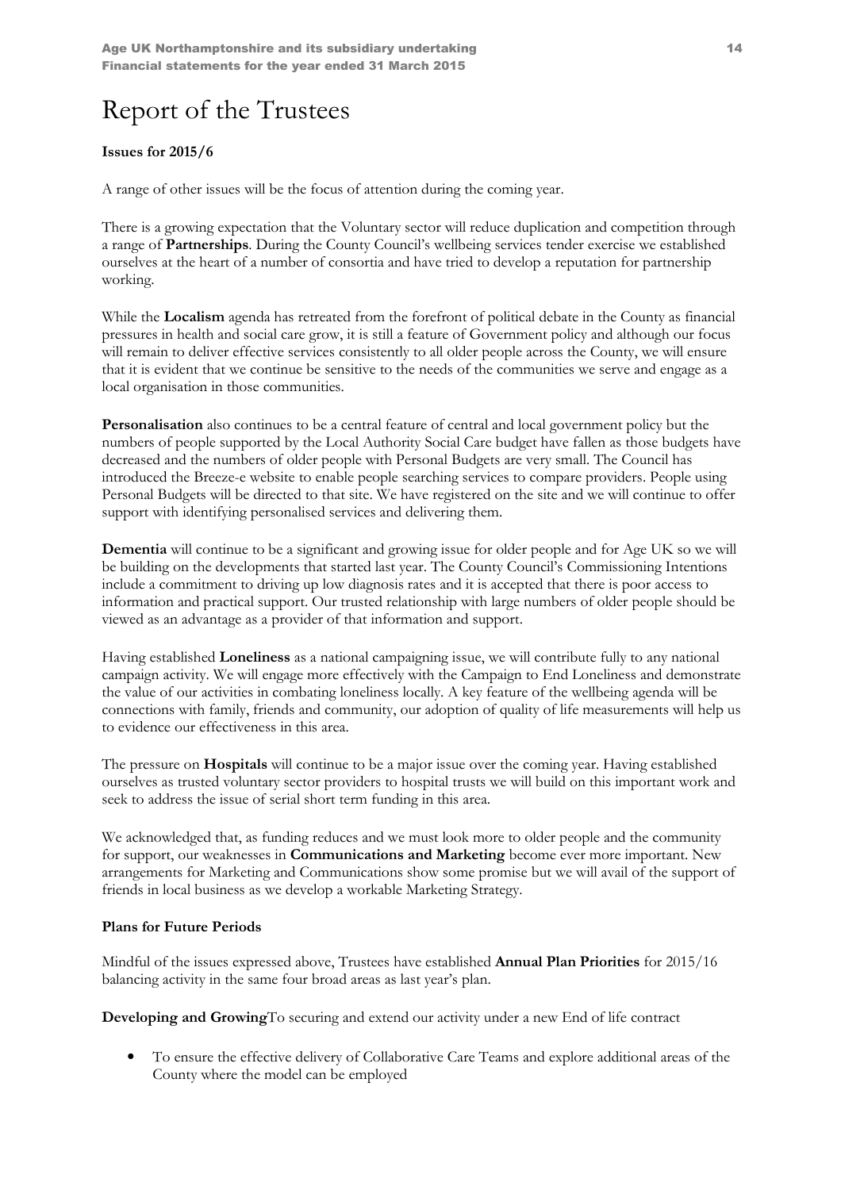# Report of the Trustees

**Issues for 2015/6**

A range of other issues will be the focus of attention during the coming year.

There is a growing expectation that the Voluntary sector will reduce duplication and competition through a range of **Partnerships**. During the County Council's wellbeing services tender exercise we established ourselves at the heart of a number of consortia and have tried to develop a reputation for partnership working.

While the **Localism** agenda has retreated from the forefront of political debate in the County as financial pressures in health and social care grow, it is still a feature of Government policy and although our focus will remain to deliver effective services consistently to all older people across the County, we will ensure that it is evident that we continue be sensitive to the needs of the communities we serve and engage as a local organisation in those communities.

**Personalisation** also continues to be a central feature of central and local government policy but the numbers of people supported by the Local Authority Social Care budget have fallen as those budgets have decreased and the numbers of older people with Personal Budgets are very small. The Council has introduced the Breeze-e website to enable people searching services to compare providers. People using Personal Budgets will be directed to that site. We have registered on the site and we will continue to offer support with identifying personalised services and delivering them.

**Dementia** will continue to be a significant and growing issue for older people and for Age UK so we will be building on the developments that started last year. The County Council's Commissioning Intentions include a commitment to driving up low diagnosis rates and it is accepted that there is poor access to information and practical support. Our trusted relationship with large numbers of older people should be viewed as an advantage as a provider of that information and support.

Having established **Loneliness** as a national campaigning issue, we will contribute fully to any national campaign activity. We will engage more effectively with the Campaign to End Loneliness and demonstrate the value of our activities in combating loneliness locally. A key feature of the wellbeing agenda will be connections with family, friends and community, our adoption of quality of life measurements will help us to evidence our effectiveness in this area.

The pressure on **Hospitals** will continue to be a major issue over the coming year. Having established ourselves as trusted voluntary sector providers to hospital trusts we will build on this important work and seek to address the issue of serial short term funding in this area.

We acknowledged that, as funding reduces and we must look more to older people and the community for support, our weaknesses in **Communications and Marketing** become ever more important. New arrangements for Marketing and Communications show some promise but we will avail of the support of friends in local business as we develop a workable Marketing Strategy.

**Plans for Future Periods**

Mindful of the issues expressed above, Trustees have established **Annual Plan Priorities** for 2015/16 balancing activity in the same four broad areas as last year's plan.

**Developing and Growing**To securing and extend our activity under a new End of life contract

- To ensure the effective delivery of Collaborative Care Teams and explore additional areas of the County where the model can be employed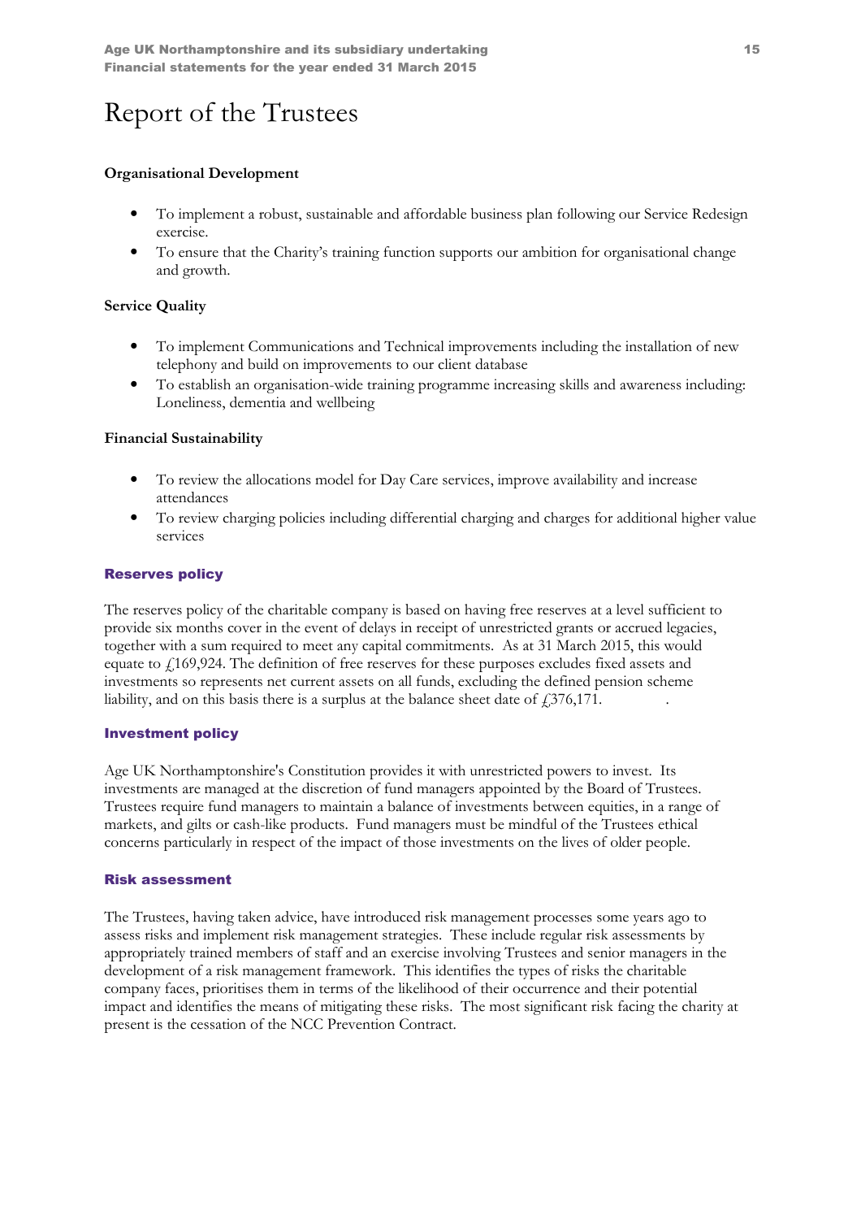# Report of the Trustees

**Organisational Development**

- To implement a robust, sustainable and affordable business plan following our Service Redesign exercise.
- To ensure that the Charity's training function supports our ambition for organisational change and growth.

**Service Quality**

- To implement Communications and Technical improvements including the installation of new telephony and build on improvements to our client database
- To establish an organisation-wide training programme increasing skills and awareness including: Loneliness, dementia and wellbeing

**Financial Sustainability**

- To review the allocations model for Day Care services, improve availability and increase attendances
- To review charging policies including differential charging and charges for additional higher value services

## Reserves policy

The reserves policy of the charitable company is based on having free reserves at a level sufficient to provide six months cover in the event of delays in receipt of unrestricted grants or accrued legacies, together with a sum required to meet any capital commitments. As at 31 March 2015, this would equate to £169,924. The definition of free reserves for these purposes excludes fixed assets and investments so represents net current assets on all funds, excluding the defined pension scheme liability, and on this basis there is a surplus at the balance sheet date of £376,171.

## Investment policy

Age UK Northamptonshire's Constitution provides it with unrestricted powers to invest. Its investments are managed at the discretion of fund managers appointed by the Board of Trustees. Trustees require fund managers to maintain a balance of investments between equities, in a range of markets, and gilts or cash-like products. Fund managers must be mindful of the Trustees ethical concerns particularly in respect of the impact of those investments on the lives of older people.

## Risk assessment

The Trustees, having taken advice, have introduced risk management processes some years ago to assess risks and implement risk management strategies. These include regular risk assessments by appropriately trained members of staff and an exercise involving Trustees and senior managers in the development of a risk management framework. This identifies the types of risks the charitable company faces, prioritises them in terms of the likelihood of their occurrence and their potential impact and identifies the means of mitigating these risks. The most significant risk facing the charity at present is the cessation of the NCC Prevention Contract.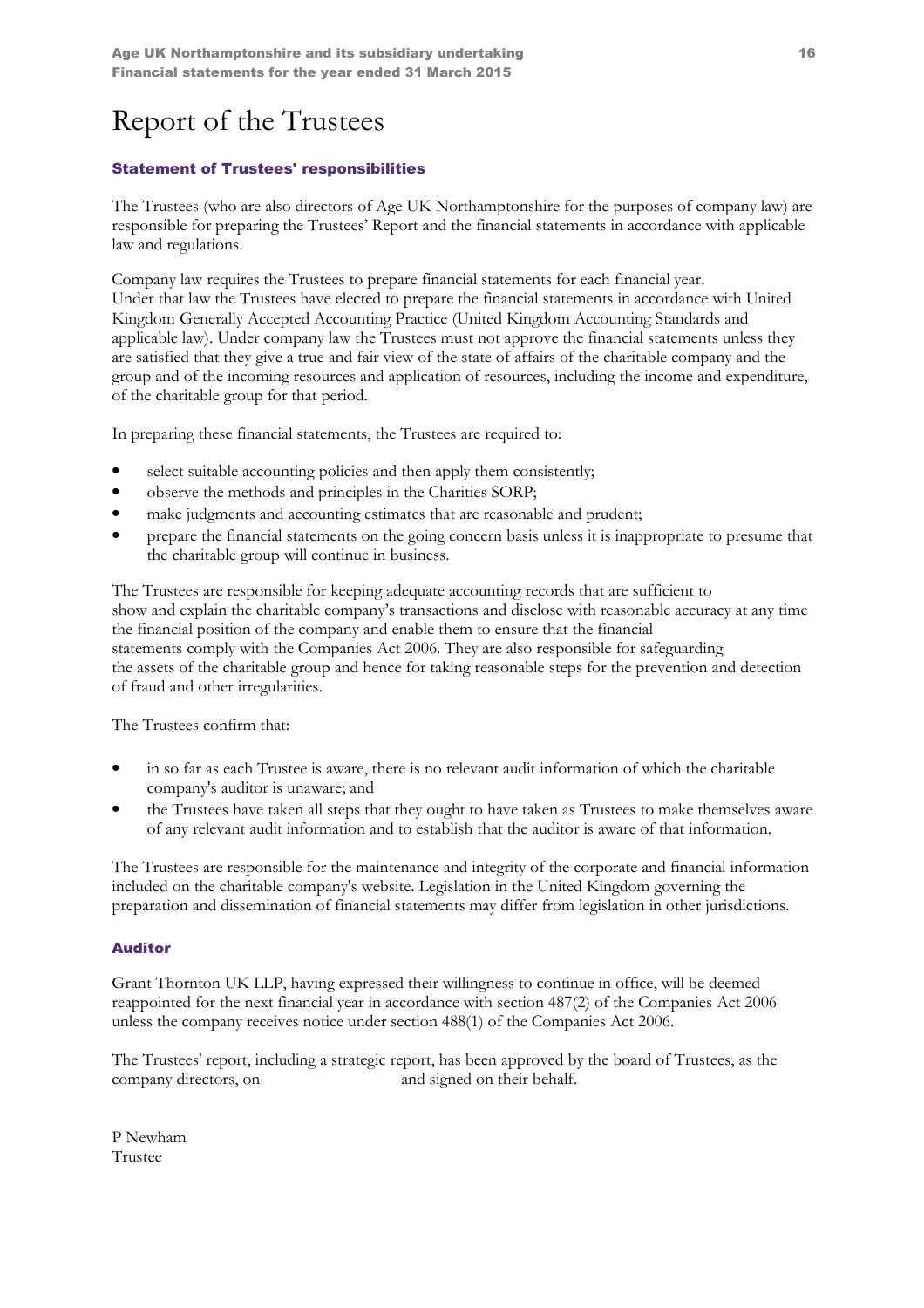# Report of the Trustees

### Statement of Trustees' responsibilities

The Trustees (who are also directors of Age UK Northamptonshire for the purposes of company law) are responsible for preparing the Trustees' Report and the financial statements in accordance with applicable law and regulations.

Company law requires the Trustees to prepare financial statements for each financial year. Under that law the Trustees have elected to prepare the financial statements in accordance with United Kingdom Generally Accepted Accounting Practice (United Kingdom Accounting Standards and applicable law). Under company law the Trustees must not approve the financial statements unless they are satisfied that they give a true and fair view of the state of affairs of the charitable company and the group and of the incoming resources and application of resources, including the income and expenditure, of the charitable group for that period.

In preparing these financial statements, the Trustees are required to:

- select suitable accounting policies and then apply them consistently;
- observe the methods and principles in the Charities SORP;
- make judgments and accounting estimates that are reasonable and prudent;
- prepare the financial statements on the going concern basis unless it is inappropriate to presume that the charitable group will continue in business.

The Trustees are responsible for keeping adequate accounting records that are sufficient to show and explain the charitable company's transactions and disclose with reasonable accuracy at any time the financial position of the company and enable them to ensure that the financial statements comply with the Companies Act 2006. They are also responsible for safeguarding the assets of the charitable group and hence for taking reasonable steps for the prevention and detection of fraud and other irregularities.

The Trustees confirm that:

- in so far as each Trustee is aware, there is no relevant audit information of which the charitable company's auditor is unaware; and
- the Trustees have taken all steps that they ought to have taken as Trustees to make themselves aware of any relevant audit information and to establish that the auditor is aware of that information.

The Trustees are responsible for the maintenance and integrity of the corporate and financial information included on the charitable company's website. Legislation in the United Kingdom governing the preparation and dissemination of financial statements may differ from legislation in other jurisdictions.

### Auditor

Grant Thornton UK LLP, having expressed their willingness to continue in office, will be deemed reappointed for the next financial year in accordance with section 487(2) of the Companies Act 2006 unless the company receives notice under section 488(1) of the Companies Act 2006.

The Trustees' report, including a strategic report, has been approved by the board of Trustees, as the company directors, on and signed on their behalf.

P Newham
Trustee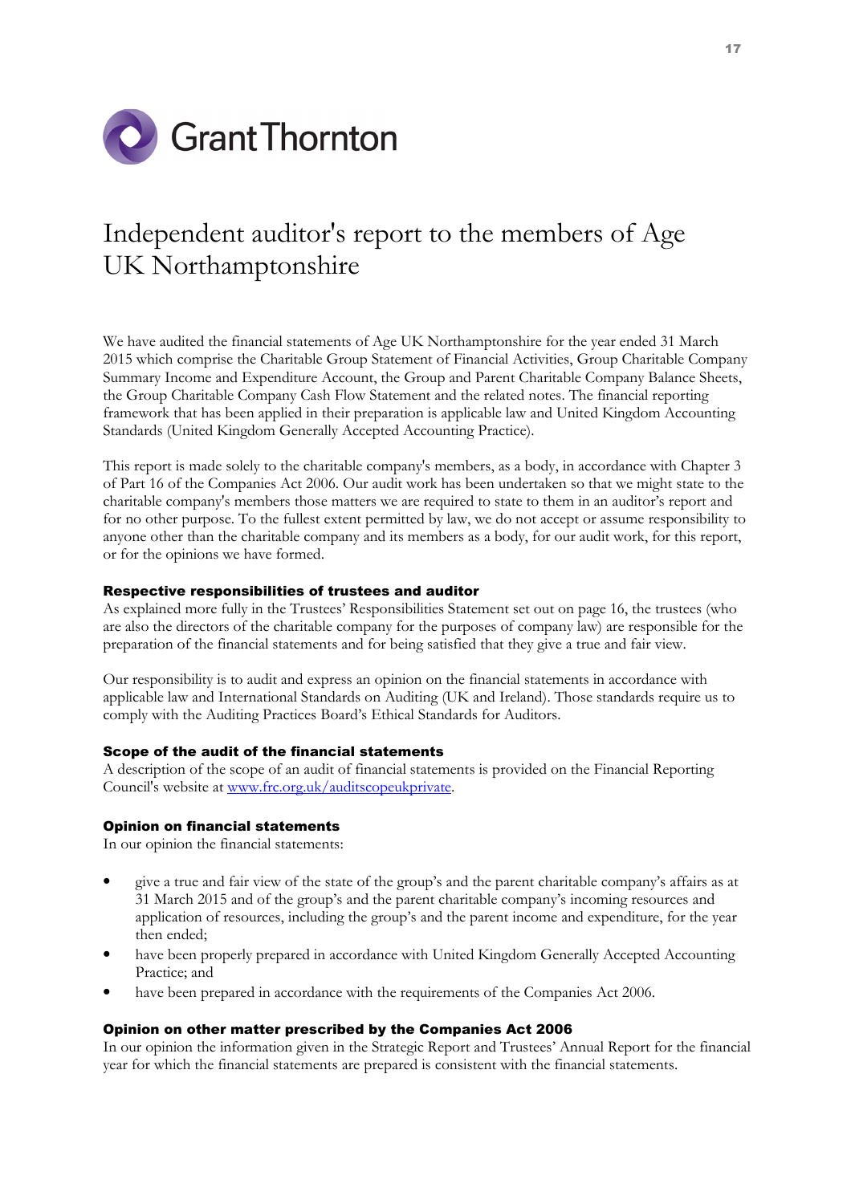Grant Thornton

# Independent auditor's report to the members of Age UK Northamptonshire

We have audited the financial statements of Age UK Northamptonshire for the year ended 31 March 2015 which comprise the Charitable Group Statement of Financial Activities, Group Charitable Company Summary Income and Expenditure Account, the Group and Parent Charitable Company Balance Sheets, the Group Charitable Company Cash Flow Statement and the related notes. The financial reporting framework that has been applied in their preparation is applicable law and United Kingdom Accounting Standards (United Kingdom Generally Accepted Accounting Practice).

This report is made solely to the charitable company's members, as a body, in accordance with Chapter 3 of Part 16 of the Companies Act 2006. Our audit work has been undertaken so that we might state to the charitable company's members those matters we are required to state to them in an auditor's report and for no other purpose. To the fullest extent permitted by law, we do not accept or assume responsibility to anyone other than the charitable company and its members as a body, for our audit work, for this report, or for the opinions we have formed.

### Respective responsibilities of trustees and auditor

As explained more fully in the Trustees' Responsibilities Statement set out on page 16, the trustees (who are also the directors of the charitable company for the purposes of company law) are responsible for the preparation of the financial statements and for being satisfied that they give a true and fair view.

Our responsibility is to audit and express an opinion on the financial statements in accordance with applicable law and International Standards on Auditing (UK and Ireland). Those standards require us to comply with the Auditing Practices Board's Ethical Standards for Auditors.

### Scope of the audit of the financial statements

A description of the scope of an audit of financial statements is provided on the Financial Reporting Council's website at www.frc.org.uk/auditscopeukprivate.

### Opinion on financial statements

In our opinion the financial statements:

- give a true and fair view of the state of the group's and the parent charitable company's affairs as at 31 March 2015 and of the group's and the parent charitable company's incoming resources and application of resources, including the group's and the parent income and expenditure, for the year then ended;
- have been properly prepared in accordance with United Kingdom Generally Accepted Accounting Practice; and
- have been prepared in accordance with the requirements of the Companies Act 2006.

### Opinion on other matter prescribed by the Companies Act 2006

In our opinion the information given in the Strategic Report and Trustees' Annual Report for the financial year for which the financial statements are prepared is consistent with the financial statements.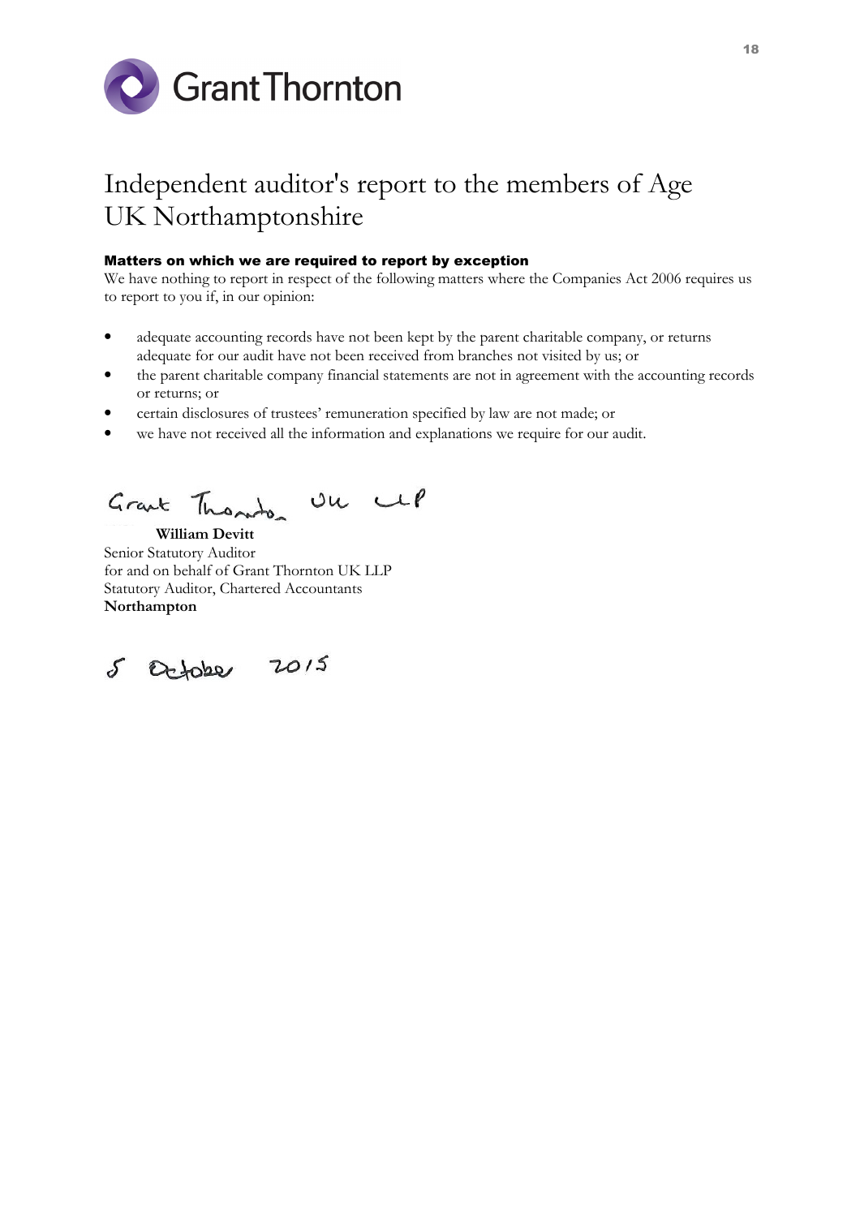# Independent auditor's report to the members of Age UK Northamptonshire

**Matters on which we are required to report by exception**

We have nothing to report in respect of the following matters where the Companies Act 2006 requires us to report to you if, in our opinion:

- adequate accounting records have not been kept by the parent charitable company, or returns adequate for our audit have not been received from branches not visited by us; or
- the parent charitable company financial statements are not in agreement with the accounting records or returns; or
- certain disclosures of trustees' remuneration specified by law are not made; or
- we have not received all the information and explanations we require for our audit.

Grant Thornton UK LLP

**William Devitt**
Senior Statutory Auditor
for and on behalf of Grant Thornton UK LLP
Statutory Auditor, Chartered Accountants
**Northampton**

5 October 2015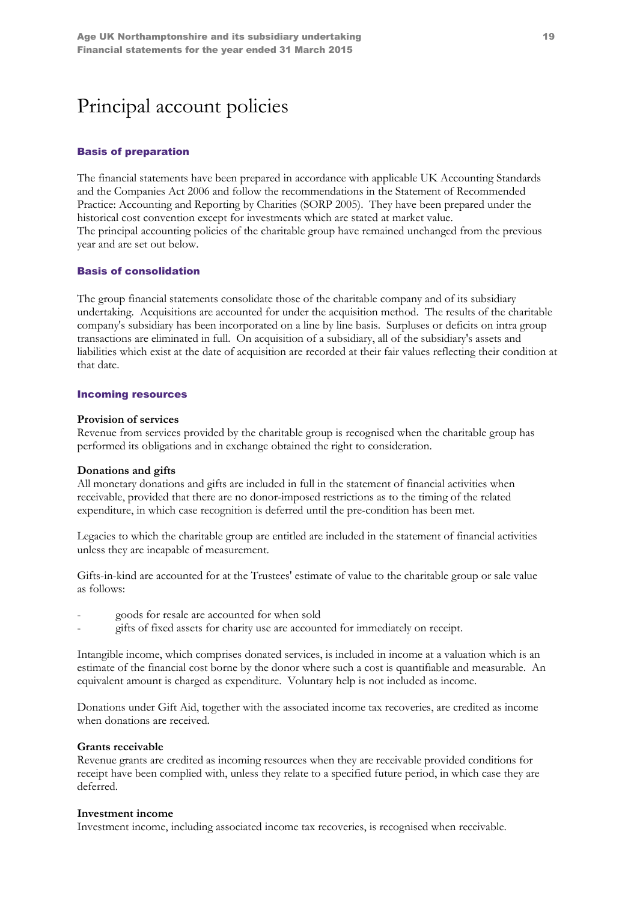# Principal account policies

## Basis of preparation

The financial statements have been prepared in accordance with applicable UK Accounting Standards and the Companies Act 2006 and follow the recommendations in the Statement of Recommended Practice: Accounting and Reporting by Charities (SORP 2005). They have been prepared under the historical cost convention except for investments which are stated at market value.
The principal accounting policies of the charitable group have remained unchanged from the previous year and are set out below.

## Basis of consolidation

The group financial statements consolidate those of the charitable company and of its subsidiary undertaking. Acquisitions are accounted for under the acquisition method. The results of the charitable company's subsidiary has been incorporated on a line by line basis. Surpluses or deficits on intra group transactions are eliminated in full. On acquisition of a subsidiary, all of the subsidiary's assets and liabilities which exist at the date of acquisition are recorded at their fair values reflecting their condition at that date.

## Incoming resources

**Provision of services**
Revenue from services provided by the charitable group is recognised when the charitable group has performed its obligations and in exchange obtained the right to consideration.

**Donations and gifts**
All monetary donations and gifts are included in full in the statement of financial activities when receivable, provided that there are no donor-imposed restrictions as to the timing of the related expenditure, in which case recognition is deferred until the pre-condition has been met.

Legacies to which the charitable group are entitled are included in the statement of financial activities unless they are incapable of measurement.

Gifts-in-kind are accounted for at the Trustees' estimate of value to the charitable group or sale value as follows:

- goods for resale are accounted for when sold
- gifts of fixed assets for charity use are accounted for immediately on receipt.

Intangible income, which comprises donated services, is included in income at a valuation which is an estimate of the financial cost borne by the donor where such a cost is quantifiable and measurable. An equivalent amount is charged as expenditure. Voluntary help is not included as income.

Donations under Gift Aid, together with the associated income tax recoveries, are credited as income when donations are received.

**Grants receivable**
Revenue grants are credited as incoming resources when they are receivable provided conditions for receipt have been complied with, unless they relate to a specified future period, in which case they are deferred.

**Investment income**
Investment income, including associated income tax recoveries, is recognised when receivable.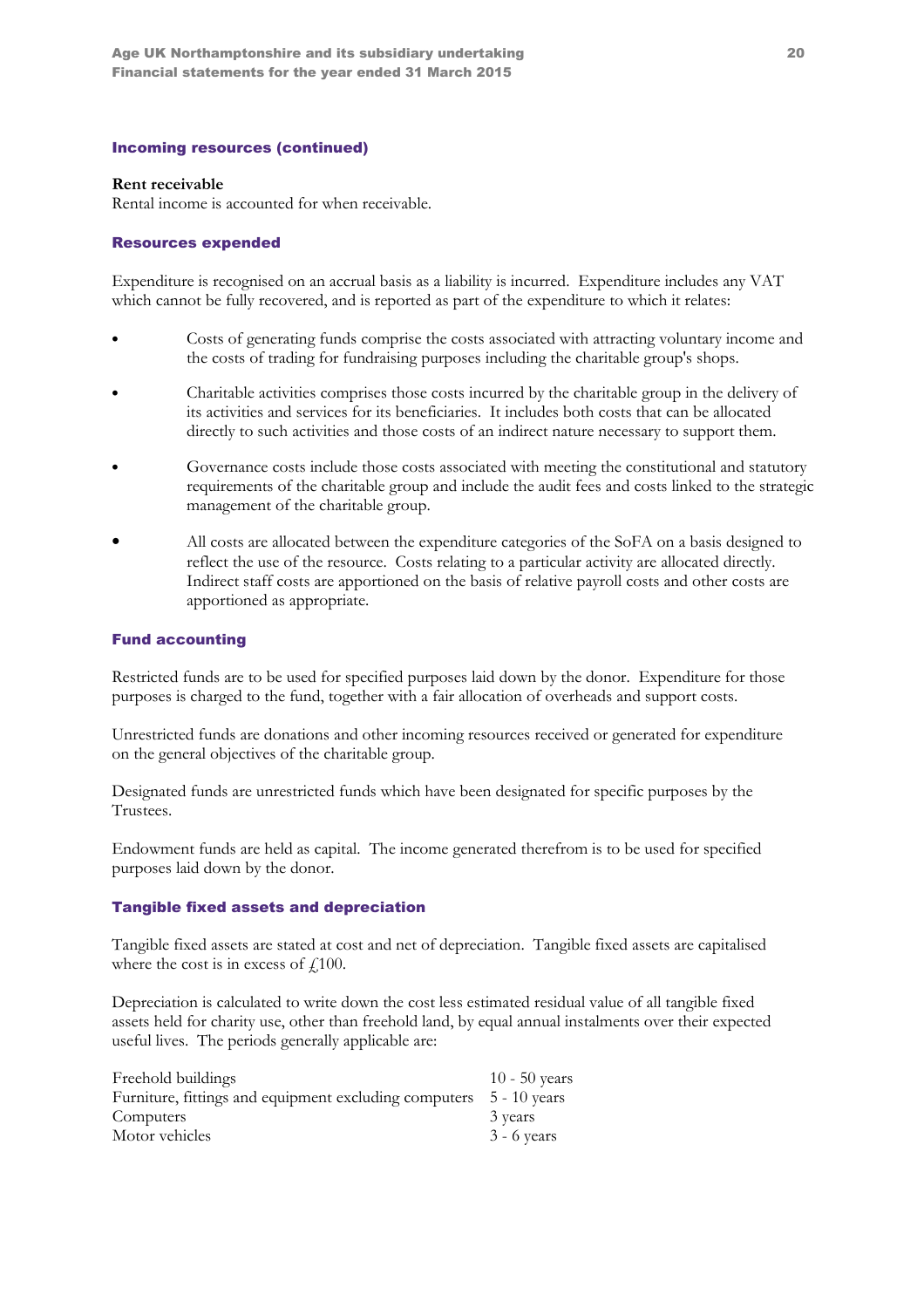### Incoming resources (continued)

**Rent receivable**

Rental income is accounted for when receivable.

### Resources expended

Expenditure is recognised on an accrual basis as a liability is incurred. Expenditure includes any VAT which cannot be fully recovered, and is reported as part of the expenditure to which it relates:

- Costs of generating funds comprise the costs associated with attracting voluntary income and the costs of trading for fundraising purposes including the charitable group's shops.
- Charitable activities comprises those costs incurred by the charitable group in the delivery of its activities and services for its beneficiaries. It includes both costs that can be allocated directly to such activities and those costs of an indirect nature necessary to support them.
- Governance costs include those costs associated with meeting the constitutional and statutory requirements of the charitable group and include the audit fees and costs linked to the strategic management of the charitable group.
- All costs are allocated between the expenditure categories of the SoFA on a basis designed to reflect the use of the resource. Costs relating to a particular activity are allocated directly. Indirect staff costs are apportioned on the basis of relative payroll costs and other costs are apportioned as appropriate.

### Fund accounting

Restricted funds are to be used for specified purposes laid down by the donor. Expenditure for those purposes is charged to the fund, together with a fair allocation of overheads and support costs.

Unrestricted funds are donations and other incoming resources received or generated for expenditure on the general objectives of the charitable group.

Designated funds are unrestricted funds which have been designated for specific purposes by the Trustees.

Endowment funds are held as capital. The income generated therefrom is to be used for specified purposes laid down by the donor.

### Tangible fixed assets and depreciation

Tangible fixed assets are stated at cost and net of depreciation. Tangible fixed assets are capitalised where the cost is in excess of £100.

Depreciation is calculated to write down the cost less estimated residual value of all tangible fixed assets held for charity use, other than freehold land, by equal annual instalments over their expected useful lives. The periods generally applicable are:

| | |
|---|---|
| Freehold buildings | 10 - 50 years |
| Furniture, fittings and equipment excluding computers | 5 - 10 years |
| Computers | 3 years |
| Motor vehicles | 3 - 6 years |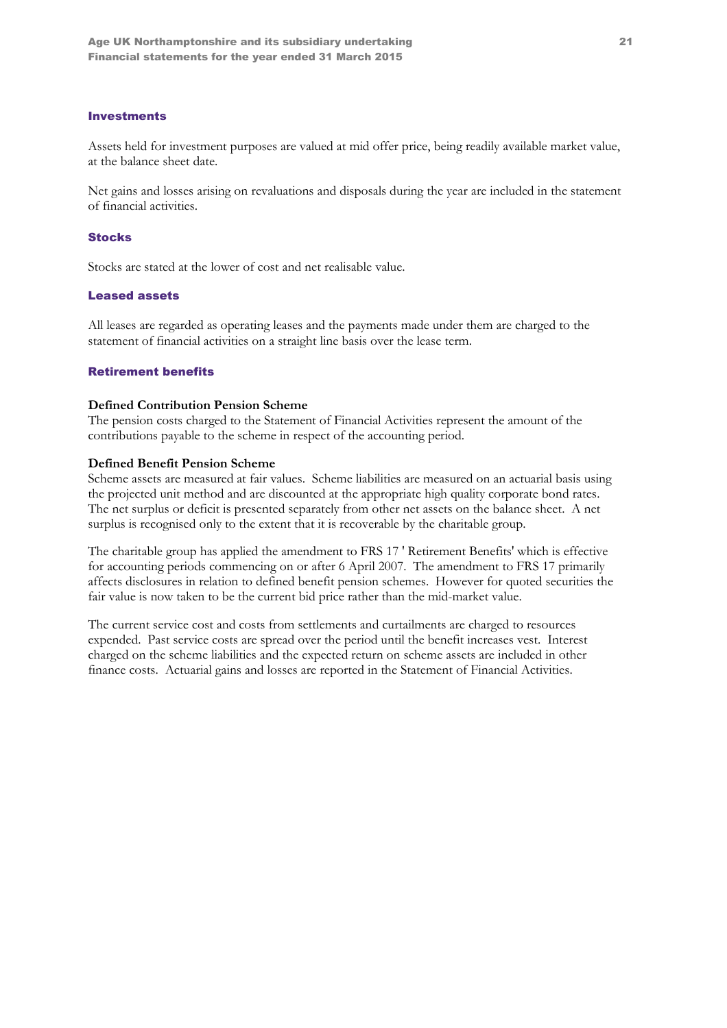## Investments

Assets held for investment purposes are valued at mid offer price, being readily available market value, at the balance sheet date.

Net gains and losses arising on revaluations and disposals during the year are included in the statement of financial activities.

## Stocks

Stocks are stated at the lower of cost and net realisable value.

## Leased assets

All leases are regarded as operating leases and the payments made under them are charged to the statement of financial activities on a straight line basis over the lease term.

## Retirement benefits

**Defined Contribution Pension Scheme**
The pension costs charged to the Statement of Financial Activities represent the amount of the contributions payable to the scheme in respect of the accounting period.

**Defined Benefit Pension Scheme**
Scheme assets are measured at fair values. Scheme liabilities are measured on an actuarial basis using the projected unit method and are discounted at the appropriate high quality corporate bond rates. The net surplus or deficit is presented separately from other net assets on the balance sheet. A net surplus is recognised only to the extent that it is recoverable by the charitable group.

The charitable group has applied the amendment to FRS 17 ' Retirement Benefits' which is effective for accounting periods commencing on or after 6 April 2007. The amendment to FRS 17 primarily affects disclosures in relation to defined benefit pension schemes. However for quoted securities the fair value is now taken to be the current bid price rather than the mid-market value.

The current service cost and costs from settlements and curtailments are charged to resources expended. Past service costs are spread over the period until the benefit increases vest. Interest charged on the scheme liabilities and the expected return on scheme assets are included in other finance costs. Actuarial gains and losses are reported in the Statement of Financial Activities.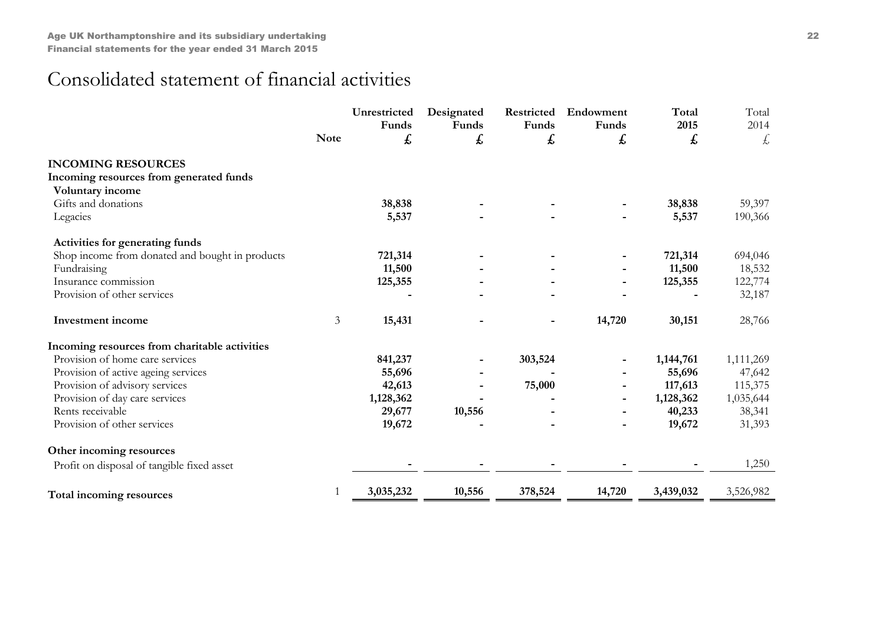# Consolidated statement of financial activities

| | Note | Unrestricted Funds £ | Designated Funds £ | Restricted Funds £ | Endowment Funds £ | Total 2015 £ | Total 2014 £ |
|---|---|---|---|---|---|---|---|
| **INCOMING RESOURCES** | | | | | | | |
| **Incoming resources from generated funds** | | | | | | | |
| **Voluntary income** | | | | | | | |
| Gifts and donations | | **38,838** | **-** | **-** | **-** | **38,838** | 59,397 |
| Legacies | | **5,537** | **-** | **-** | **-** | **5,537** | 190,366 |
| **Activities for generating funds** | | | | | | | |
| Shop income from donated and bought in products | | **721,314** | **-** | **-** | **-** | **721,314** | 694,046 |
| Fundraising | | **11,500** | **-** | **-** | **-** | **11,500** | 18,532 |
| Insurance commission | | **125,355** | **-** | **-** | **-** | **125,355** | 122,774 |
| Provision of other services | | **-** | **-** | **-** | **-** | **-** | 32,187 |
| **Investment income** | 3 | **15,431** | **-** | **-** | **14,720** | **30,151** | 28,766 |
| **Incoming resources from charitable activities** | | | | | | | |
| Provision of home care services | | **841,237** | **-** | **303,524** | **-** | **1,144,761** | 1,111,269 |
| Provision of active ageing services | | **55,696** | **-** | **-** | **-** | **55,696** | 47,642 |
| Provision of advisory services | | **42,613** | **-** | **75,000** | **-** | **117,613** | 115,375 |
| Provision of day care services | | **1,128,362** | **-** | **-** | **-** | **1,128,362** | 1,035,644 |
| Rents receivable | | **29,677** | **10,556** | **-** | **-** | **40,233** | 38,341 |
| Provision of other services | | **19,672** | **-** | **-** | **-** | **19,672** | 31,393 |
| **Other incoming resources** | | | | | | | |
| Profit on disposal of tangible fixed asset | | **-** | **-** | **-** | **-** | **-** | 1,250 |
| **Total incoming resources** | 1 | **3,035,232** | **10,556** | **378,524** | **14,720** | **3,439,032** | 3,526,982 |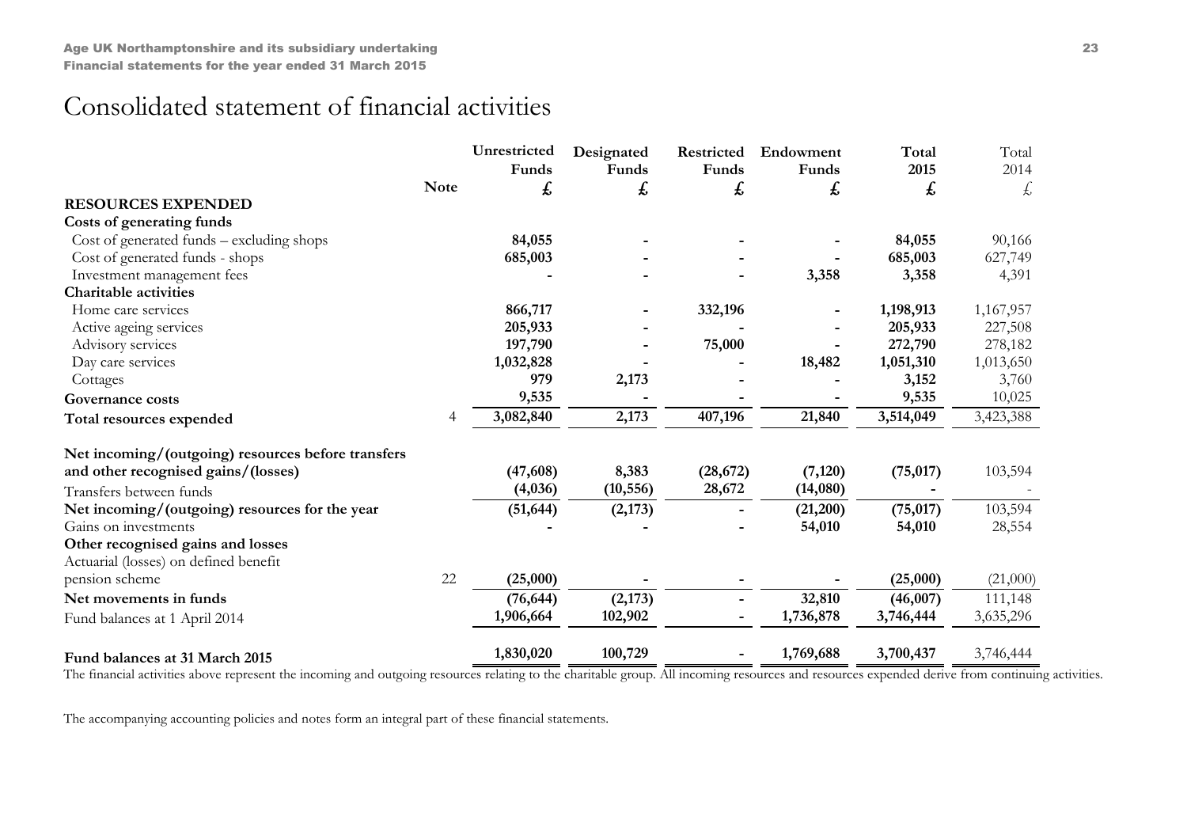# Consolidated statement of financial activities

| | Note | Unrestricted Funds £ | Designated Funds £ | Restricted Funds £ | Endowment Funds £ | Total 2015 £ | Total 2014 £ |
|---|---|---|---|---|---|---|---|
| **RESOURCES EXPENDED** | | | | | | | |
| **Costs of generating funds** | | | | | | | |
| Cost of generated funds – excluding shops | | **84,055** | **-** | **-** | **-** | **84,055** | 90,166 |
| Cost of generated funds - shops | | **685,003** | **-** | **-** | **-** | **685,003** | 627,749 |
| Investment management fees | | **-** | **-** | **-** | **3,358** | **3,358** | 4,391 |
| **Charitable activities** | | | | | | | |
| Home care services | | **866,717** | **-** | **332,196** | **-** | **1,198,913** | 1,167,957 |
| Active ageing services | | **205,933** | **-** | **-** | **-** | **205,933** | 227,508 |
| Advisory services | | **197,790** | **-** | **75,000** | **-** | **272,790** | 278,182 |
| Day care services | | **1,032,828** | **-** | **-** | **18,482** | **1,051,310** | 1,013,650 |
| Cottages | | **979** | **2,173** | **-** | **-** | **3,152** | 3,760 |
| **Governance costs** | | **9,535** | **-** | **-** | **-** | **9,535** | 10,025 |
| **Total resources expended** | 4 | **3,082,840** | **2,173** | **407,196** | **21,840** | **3,514,049** | 3,423,388 |
| **Net incoming/(outgoing) resources before transfers and other recognised gains/(losses)** | | **(47,608)** | **8,383** | **(28,672)** | **(7,120)** | **(75,017)** | 103,594 |
| Transfers between funds | | **(4,036)** | **(10,556)** | **28,672** | **(14,080)** | **-** | - |
| **Net incoming/(outgoing) resources for the year** | | **(51,644)** | **(2,173)** | **-** | **(21,200)** | **(75,017)** | 103,594 |
| Gains on investments | | **-** | **-** | **-** | **54,010** | **54,010** | 28,554 |
| **Other recognised gains and losses** | | | | | | | |
| Actuarial (losses) on defined benefit pension scheme | 22 | **(25,000)** | **-** | **-** | **-** | **(25,000)** | (21,000) |
| **Net movements in funds** | | **(76,644)** | **(2,173)** | **-** | **32,810** | **(46,007)** | 111,148 |
| Fund balances at 1 April 2014 | | **1,906,664** | **102,902** | **-** | **1,736,878** | **3,746,444** | 3,635,296 |
| **Fund balances at 31 March 2015** | | **1,830,020** | **100,729** | **-** | **1,769,688** | **3,700,437** | 3,746,444 |

The financial activities above represent the incoming and outgoing resources relating to the charitable group. All incoming resources and resources expended derive from continuing activities.

The accompanying accounting policies and notes form an integral part of these financial statements.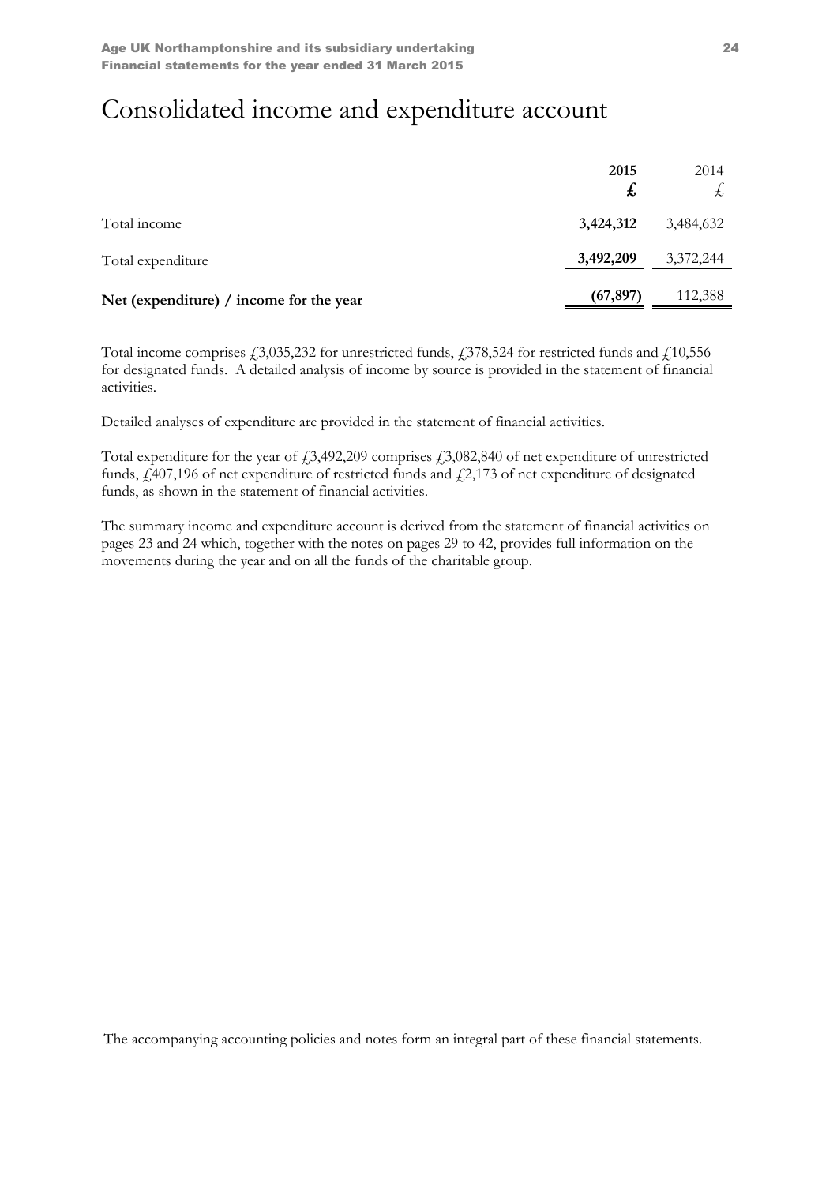# Consolidated income and expenditure account

| | 2015 £ | 2014 £ |
|---|---|---|
| Total income | **3,424,312** | 3,484,632 |
| Total expenditure | **3,492,209** | 3,372,244 |
| **Net (expenditure) / income for the year** | **(67,897)** | 112,388 |

Total income comprises £3,035,232 for unrestricted funds, £378,524 for restricted funds and £10,556 for designated funds. A detailed analysis of income by source is provided in the statement of financial activities.

Detailed analyses of expenditure are provided in the statement of financial activities.

Total expenditure for the year of £3,492,209 comprises £3,082,840 of net expenditure of unrestricted funds, £407,196 of net expenditure of restricted funds and £2,173 of net expenditure of designated funds, as shown in the statement of financial activities.

The summary income and expenditure account is derived from the statement of financial activities on pages 23 and 24 which, together with the notes on pages 29 to 42, provides full information on the movements during the year and on all the funds of the charitable group.

The accompanying accounting policies and notes form an integral part of these financial statements.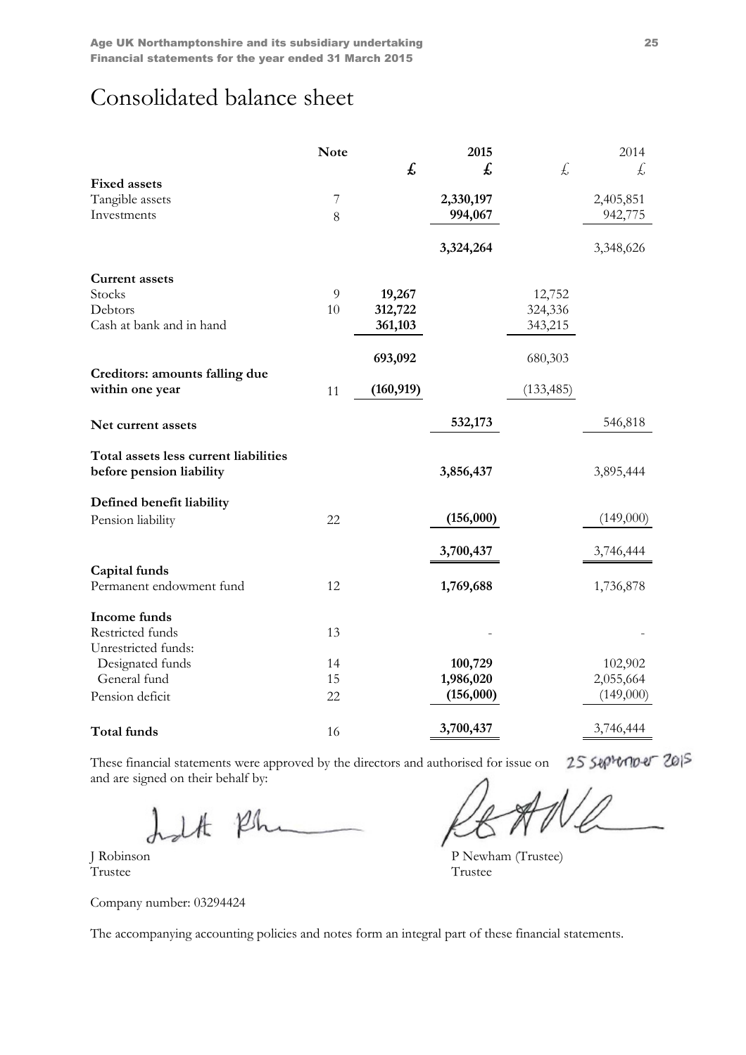# Consolidated balance sheet

| | Note | 2015 £ | 2015 £ | 2014 £ | 2014 £ |
|---|---|---|---|---|---|
| **Fixed assets** | | | | | |
| Tangible assets | 7 | | **2,330,197** | | 2,405,851 |
| Investments | 8 | | **994,067** | | 942,775 |
| | | | **3,324,264** | | 3,348,626 |
| **Current assets** | | | | | |
| Stocks | 9 | **19,267** | | 12,752 | |
| Debtors | 10 | **312,722** | | 324,336 | |
| Cash at bank and in hand | | **361,103** | | 343,215 | |
| | | **693,092** | | 680,303 | |
| **Creditors: amounts falling due within one year** | 11 | **(160,919)** | | (133,485) | |
| **Net current assets** | | | **532,173** | | 546,818 |
| **Total assets less current liabilities before pension liability** | | | **3,856,437** | | 3,895,444 |
| **Defined benefit liability** | | | | | |
| Pension liability | 22 | | **(156,000)** | | (149,000) |
| | | | **3,700,437** | | 3,746,444 |
| **Capital funds** | | | | | |
| Permanent endowment fund | 12 | | **1,769,688** | | 1,736,878 |
| **Income funds** | | | | | |
| Restricted funds | 13 | | - | | - |
| Unrestricted funds: | | | | | |
| Designated funds | 14 | | **100,729** | | 102,902 |
| General fund | 15 | | **1,986,020** | | 2,055,664 |
| Pension deficit | 22 | | **(156,000)** | | (149,000) |
| **Total funds** | 16 | | **3,700,437** | | 3,746,444 |

These financial statements were approved by the directors and authorised for issue on 25 September 2015 and are signed on their behalf by:

J Robinson
Trustee

P Newham (Trustee)
Trustee

Company number: 03294424

The accompanying accounting policies and notes form an integral part of these financial statements.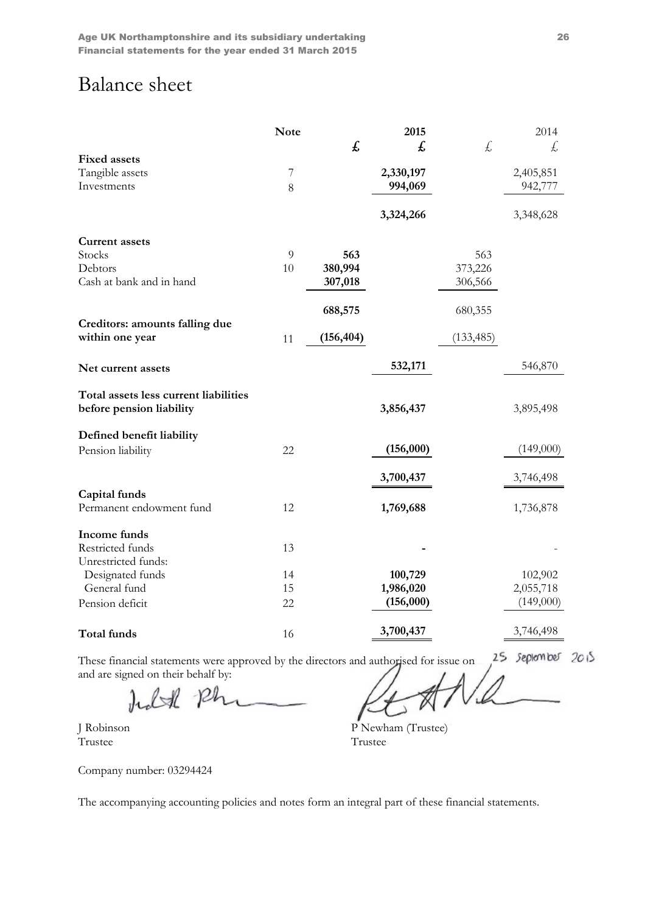# Balance sheet

| | Note | £ | 2015 £ | £ | 2014 £ |
|---|---|---|---|---|---|
| **Fixed assets** | | | | | |
| Tangible assets | 7 | | **2,330,197** | | 2,405,851 |
| Investments | 8 | | **994,069** | | 942,777 |
| | | | **3,324,266** | | 3,348,628 |
| **Current assets** | | | | | |
| Stocks | 9 | **563** | | 563 | |
| Debtors | 10 | **380,994** | | 373,226 | |
| Cash at bank and in hand | | **307,018** | | 306,566 | |
| | | **688,575** | | 680,355 | |
| **Creditors: amounts falling due within one year** | 11 | **(156,404)** | | (133,485) | |
| **Net current assets** | | | **532,171** | | 546,870 |
| **Total assets less current liabilities before pension liability** | | | **3,856,437** | | 3,895,498 |
| **Defined benefit liability** | | | | | |
| Pension liability | 22 | | **(156,000)** | | (149,000) |
| | | | **3,700,437** | | 3,746,498 |
| **Capital funds** | | | | | |
| Permanent endowment fund | 12 | | **1,769,688** | | 1,736,878 |
| **Income funds** | | | | | |
| Restricted funds | 13 | | **-** | | - |
| Unrestricted funds: | | | | | |
| Designated funds | 14 | | **100,729** | | 102,902 |
| General fund | 15 | | **1,986,020** | | 2,055,718 |
| Pension deficit | 22 | | **(156,000)** | | (149,000) |
| **Total funds** | 16 | | **3,700,437** | | 3,746,498 |

These financial statements were approved by the directors and authorised for issue on 25 September 2015 and are signed on their behalf by:

J Robinson
Trustee

P Newham (Trustee)
Trustee

Company number: 03294424

The accompanying accounting policies and notes form an integral part of these financial statements.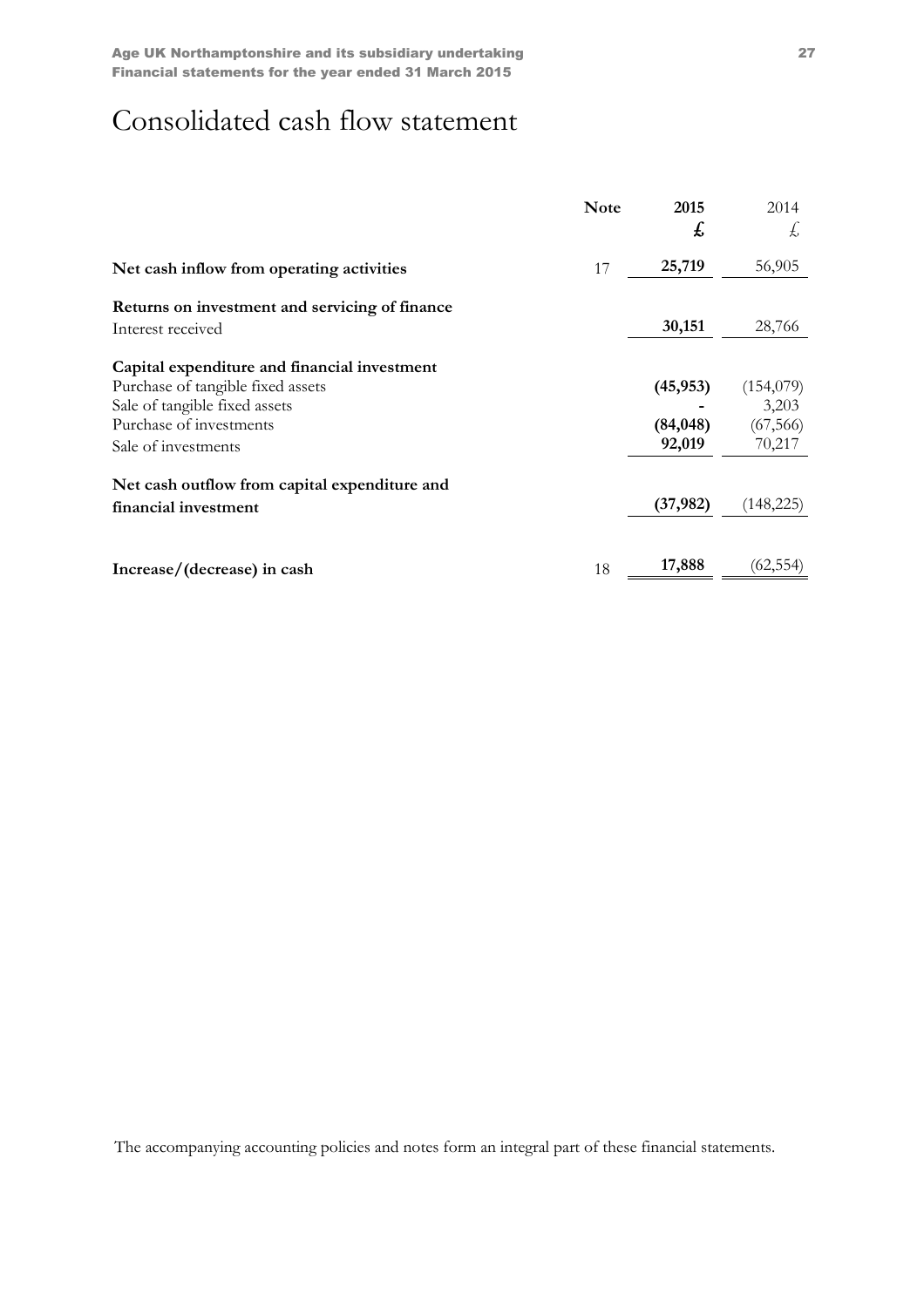# Consolidated cash flow statement

| | Note | 2015<br>£ | 2014<br>£ |
|---|---|---|---|
| **Net cash inflow from operating activities** | 17 | **25,719** | 56,905 |
| **Returns on investment and servicing of finance** | | | |
| Interest received | | **30,151** | 28,766 |
| **Capital expenditure and financial investment** | | | |
| Purchase of tangible fixed assets | | **(45,953)** | (154,079) |
| Sale of tangible fixed assets | | **-** | 3,203 |
| Purchase of investments | | **(84,048)** | (67,566) |
| Sale of investments | | **92,019** | 70,217 |
| **Net cash outflow from capital expenditure and financial investment** | | **(37,982)** | (148,225) |
| **Increase/(decrease) in cash** | 18 | **17,888** | (62,554) |

The accompanying accounting policies and notes form an integral part of these financial statements.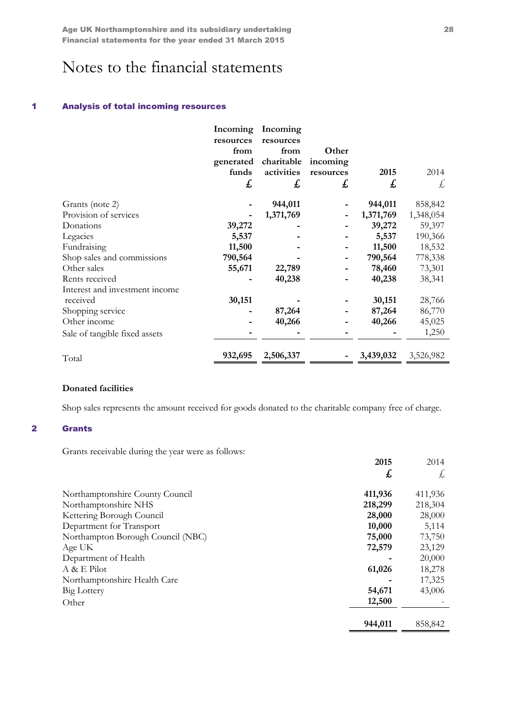# Notes to the financial statements

## 1 Analysis of total incoming resources

| | Incoming resources from generated funds £ | Incoming resources from charitable activities £ | Other incoming resources £ | 2015 £ | 2014 £ |
|---|---|---|---|---|---|
| Grants (note 2) | - | 944,011 | - | 944,011 | 858,842 |
| Provision of services | - | 1,371,769 | - | 1,371,769 | 1,348,054 |
| Donations | 39,272 | - | - | 39,272 | 59,397 |
| Legacies | 5,537 | - | - | 5,537 | 190,366 |
| Fundraising | 11,500 | - | - | 11,500 | 18,532 |
| Shop sales and commissions | 790,564 | - | - | 790,564 | 778,338 |
| Other sales | 55,671 | 22,789 | - | 78,460 | 73,301 |
| Rents received | - | 40,238 | - | 40,238 | 38,341 |
| Interest and investment income received | 30,151 | - | - | 30,151 | 28,766 |
| Shopping service | - | 87,264 | - | 87,264 | 86,770 |
| Other income | - | 40,266 | - | 40,266 | 45,025 |
| Sale of tangible fixed assets | - | - | - | - | 1,250 |
| Total | 932,695 | 2,506,337 | - | 3,439,032 | 3,526,982 |

### Donated facilities

Shop sales represents the amount received for goods donated to the charitable company free of charge.

## 2 Grants

Grants receivable during the year were as follows:

| | 2015 £ | 2014 £ |
|---|---|---|
| Northamptonshire County Council | 411,936 | 411,936 |
| Northamptonshire NHS | 218,299 | 218,304 |
| Kettering Borough Council | 28,000 | 28,000 |
| Department for Transport | 10,000 | 5,114 |
| Northampton Borough Council (NBC) | 75,000 | 73,750 |
| Age UK | 72,579 | 23,129 |
| Department of Health | - | 20,000 |
| A & E Pilot | 61,026 | 18,278 |
| Northamptonshire Health Care | - | 17,325 |
| Big Lottery | 54,671 | 43,006 |
| Other | 12,500 | - |
| | 944,011 | 858,842 |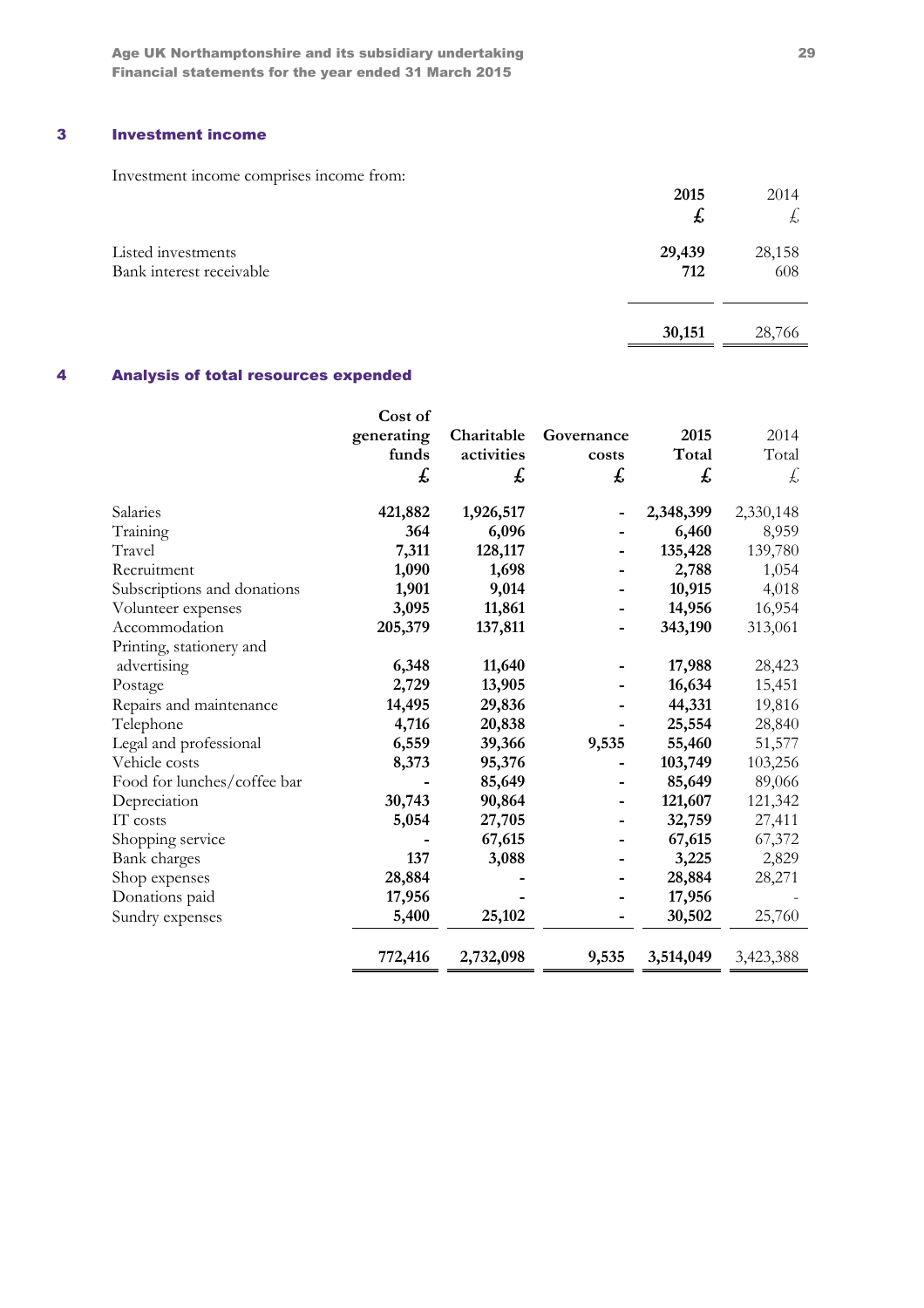## 3 Investment income

Investment income comprises income from:

| | 2015 £ | 2014 £ |
|---|---|---|
| Listed investments | 29,439 | 28,158 |
| Bank interest receivable | 712 | 608 |
| | 30,151 | 28,766 |

## 4 Analysis of total resources expended

| | Cost of generating funds £ | Charitable activities £ | Governance costs £ | 2015 Total £ | 2014 Total £ |
|---|---|---|---|---|---|
| Salaries | 421,882 | 1,926,517 | - | 2,348,399 | 2,330,148 |
| Training | 364 | 6,096 | - | 6,460 | 8,959 |
| Travel | 7,311 | 128,117 | - | 135,428 | 139,780 |
| Recruitment | 1,090 | 1,698 | - | 2,788 | 1,054 |
| Subscriptions and donations | 1,901 | 9,014 | - | 10,915 | 4,018 |
| Volunteer expenses | 3,095 | 11,861 | - | 14,956 | 16,954 |
| Accommodation | 205,379 | 137,811 | - | 343,190 | 313,061 |
| Printing, stationery and advertising | 6,348 | 11,640 | - | 17,988 | 28,423 |
| Postage | 2,729 | 13,905 | - | 16,634 | 15,451 |
| Repairs and maintenance | 14,495 | 29,836 | - | 44,331 | 19,816 |
| Telephone | 4,716 | 20,838 | - | 25,554 | 28,840 |
| Legal and professional | 6,559 | 39,366 | 9,535 | 55,460 | 51,577 |
| Vehicle costs | 8,373 | 95,376 | - | 103,749 | 103,256 |
| Food for lunches/coffee bar | - | 85,649 | - | 85,649 | 89,066 |
| Depreciation | 30,743 | 90,864 | - | 121,607 | 121,342 |
| IT costs | 5,054 | 27,705 | - | 32,759 | 27,411 |
| Shopping service | - | 67,615 | - | 67,615 | 67,372 |
| Bank charges | 137 | 3,088 | - | 3,225 | 2,829 |
| Shop expenses | 28,884 | - | - | 28,884 | 28,271 |
| Donations paid | 17,956 | - | - | 17,956 | - |
| Sundry expenses | 5,400 | 25,102 | - | 30,502 | 25,760 |
| | 772,416 | 2,732,098 | 9,535 | 3,514,049 | 3,423,388 |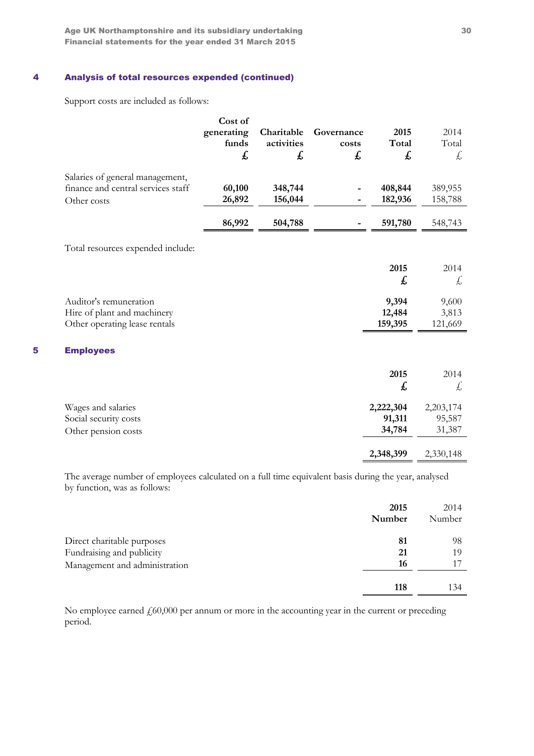## 4 Analysis of total resources expended (continued)

Support costs are included as follows:

| | Cost of generating funds £ | Charitable activities £ | Governance costs £ | 2015 Total £ | 2014 Total £ |
|---|---|---|---|---|---|
| Salaries of general management, finance and central services staff | 60,100 | 348,744 | - | 408,844 | 389,955 |
| Other costs | 26,892 | 156,044 | - | 182,936 | 158,788 |
| | 86,992 | 504,788 | - | 591,780 | 548,743 |

Total resources expended include:

| | 2015 £ | 2014 £ |
|---|---|---|
| Auditor's remuneration | 9,394 | 9,600 |
| Hire of plant and machinery | 12,484 | 3,813 |
| Other operating lease rentals | 159,395 | 121,669 |

## 5 Employees

| | 2015 £ | 2014 £ |
|---|---|---|
| Wages and salaries | 2,222,304 | 2,203,174 |
| Social security costs | 91,311 | 95,587 |
| Other pension costs | 34,784 | 31,387 |
| | 2,348,399 | 2,330,148 |

The average number of employees calculated on a full time equivalent basis during the year, analysed by function, was as follows:

| | 2015 Number | 2014 Number |
|---|---|---|
| Direct charitable purposes | 81 | 98 |
| Fundraising and publicity | 21 | 19 |
| Management and administration | 16 | 17 |
| | 118 | 134 |

No employee earned £60,000 per annum or more in the accounting year in the current or preceding period.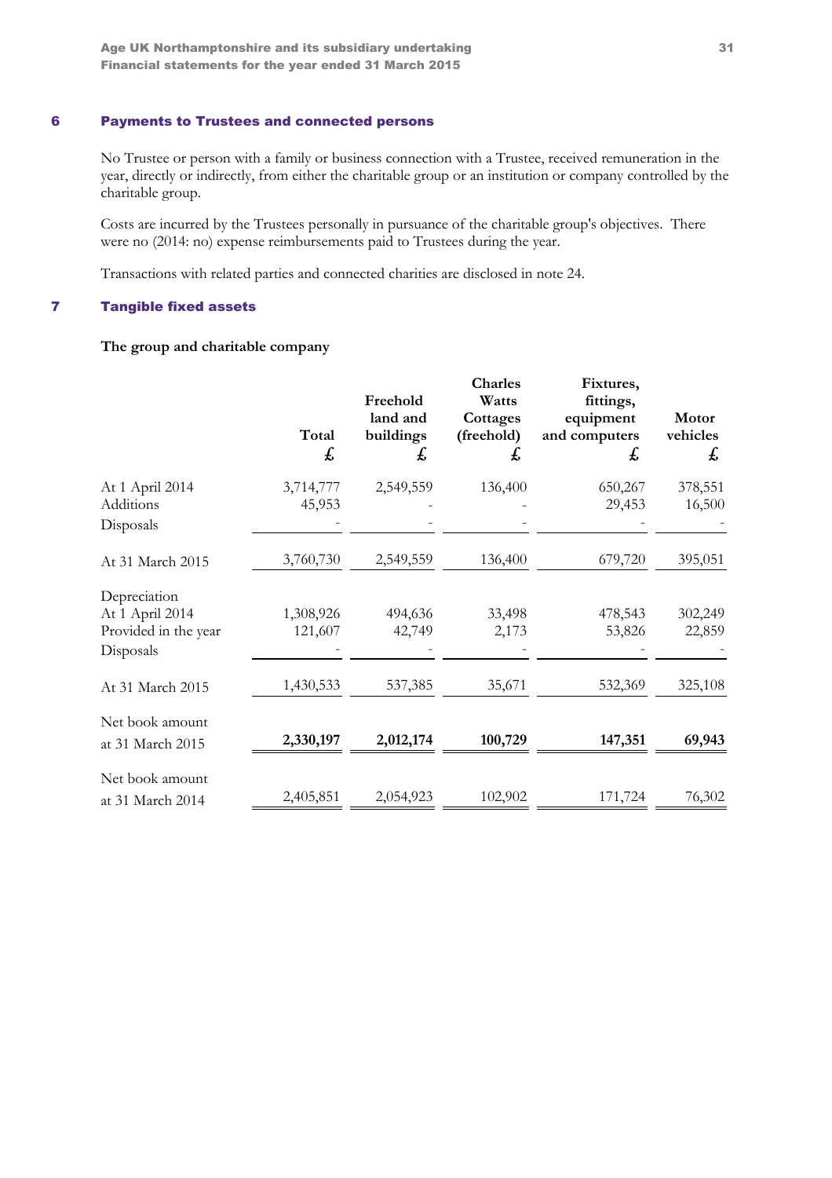## 6 Payments to Trustees and connected persons

No Trustee or person with a family or business connection with a Trustee, received remuneration in the year, directly or indirectly, from either the charitable group or an institution or company controlled by the charitable group.

Costs are incurred by the Trustees personally in pursuance of the charitable group's objectives. There were no (2014: no) expense reimbursements paid to Trustees during the year.

Transactions with related parties and connected charities are disclosed in note 24.

## 7 Tangible fixed assets

**The group and charitable company**

| | Total £ | Freehold land and buildings £ | Charles Watts Cottages (freehold) £ | Fixtures, fittings, equipment and computers £ | Motor vehicles £ |
|---|---|---|---|---|---|
| At 1 April 2014 | 3,714,777 | 2,549,559 | 136,400 | 650,267 | 378,551 |
| Additions | 45,953 | - | - | 29,453 | 16,500 |
| Disposals | - | - | - | - | - |
| At 31 March 2015 | 3,760,730 | 2,549,559 | 136,400 | 679,720 | 395,051 |
| Depreciation | | | | | |
| At 1 April 2014 | 1,308,926 | 494,636 | 33,498 | 478,543 | 302,249 |
| Provided in the year | 121,607 | 42,749 | 2,173 | 53,826 | 22,859 |
| Disposals | - | - | - | - | - |
| At 31 March 2015 | 1,430,533 | 537,385 | 35,671 | 532,369 | 325,108 |
| Net book amount at 31 March 2015 | **2,330,197** | **2,012,174** | **100,729** | **147,351** | **69,943** |
| Net book amount at 31 March 2014 | 2,405,851 | 2,054,923 | 102,902 | 171,724 | 76,302 |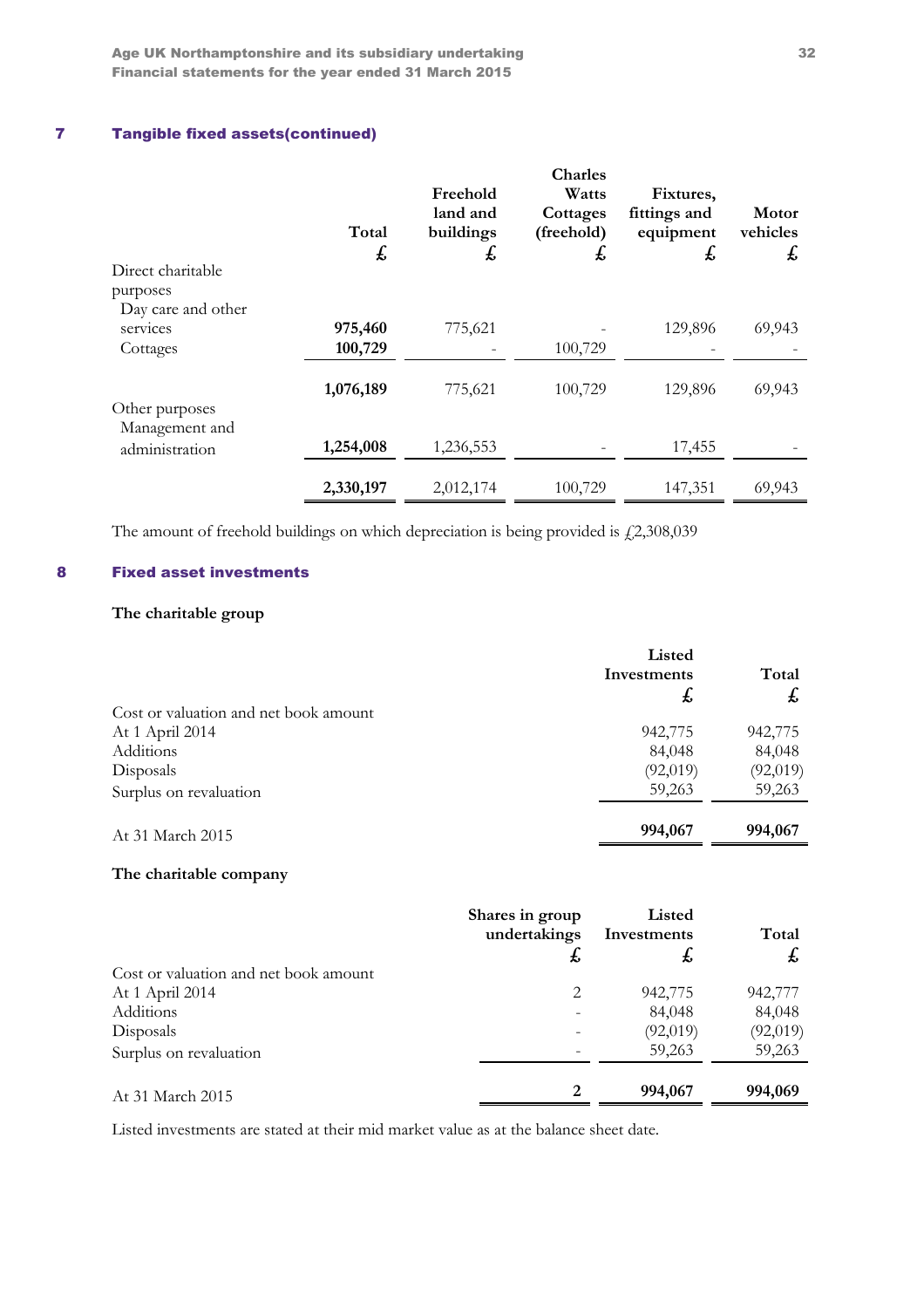## 7 Tangible fixed assets(continued)

| | Total £ | Freehold land and buildings £ | Charles Watts Cottages (freehold) £ | Fixtures, fittings and equipment £ | Motor vehicles £ |
|---|---|---|---|---|---|
| Direct charitable purposes | | | | | |
| Day care and other services | **975,460** | 775,621 | - | 129,896 | 69,943 |
| Cottages | **100,729** | - | 100,729 | - | - |
| | **1,076,189** | 775,621 | 100,729 | 129,896 | 69,943 |
| Other purposes | | | | | |
| Management and administration | **1,254,008** | 1,236,553 | - | 17,455 | - |
| | **2,330,197** | 2,012,174 | 100,729 | 147,351 | 69,943 |

The amount of freehold buildings on which depreciation is being provided is £2,308,039

## 8 Fixed asset investments

**The charitable group**

| | Listed Investments £ | Total £ |
|---|---|---|
| Cost or valuation and net book amount | | |
| At 1 April 2014 | 942,775 | 942,775 |
| Additions | 84,048 | 84,048 |
| Disposals | (92,019) | (92,019) |
| Surplus on revaluation | 59,263 | 59,263 |
| At 31 March 2015 | **994,067** | **994,067** |

**The charitable company**

| | Shares in group undertakings £ | Listed Investments £ | Total £ |
|---|---|---|---|
| Cost or valuation and net book amount | | | |
| At 1 April 2014 | 2 | 942,775 | 942,777 |
| Additions | - | 84,048 | 84,048 |
| Disposals | - | (92,019) | (92,019) |
| Surplus on revaluation | - | 59,263 | 59,263 |
| At 31 March 2015 | **2** | **994,067** | **994,069** |

Listed investments are stated at their mid market value as at the balance sheet date.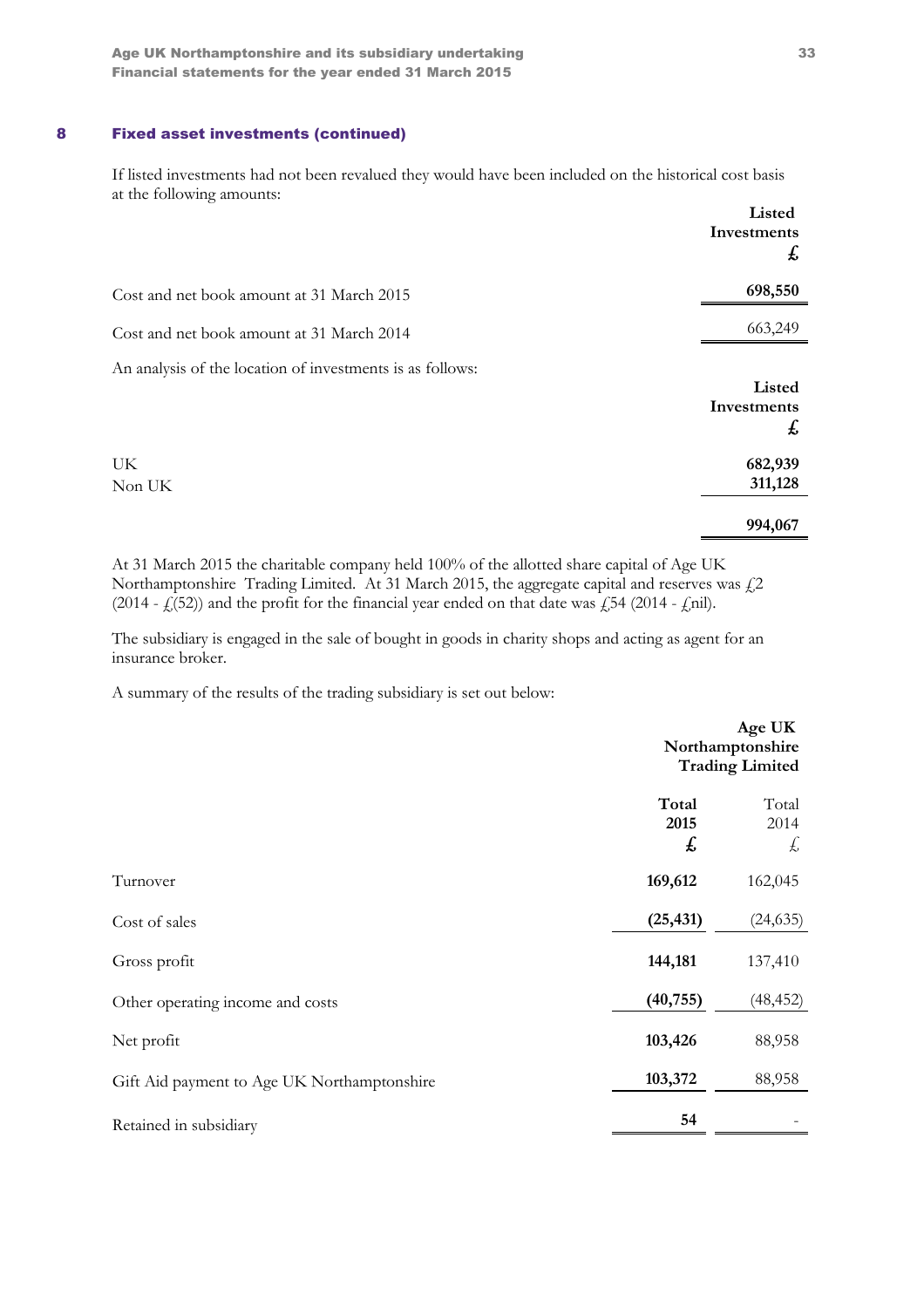## 8 Fixed asset investments (continued)

If listed investments had not been revalued they would have been included on the historical cost basis at the following amounts:

| | Listed Investments £ |
|---|---|
| Cost and net book amount at 31 March 2015 | **698,550** |
| Cost and net book amount at 31 March 2014 | 663,249 |

An analysis of the location of investments is as follows:

| | Listed Investments £ |
|---|---|
| UK | **682,939** |
| Non UK | **311,128** |
| | **994,067** |

At 31 March 2015 the charitable company held 100% of the allotted share capital of Age UK Northamptonshire Trading Limited. At 31 March 2015, the aggregate capital and reserves was £2 (2014 - £(52)) and the profit for the financial year ended on that date was £54 (2014 - £nil).

The subsidiary is engaged in the sale of bought in goods in charity shops and acting as agent for an insurance broker.

A summary of the results of the trading subsidiary is set out below:

| | Age UK Northamptonshire Trading Limited | |
|---|---|---|
| | **Total 2015 £** | Total 2014 £ |
| Turnover | **169,612** | 162,045 |
| Cost of sales | **(25,431)** | (24,635) |
| Gross profit | **144,181** | 137,410 |
| Other operating income and costs | **(40,755)** | (48,452) |
| Net profit | **103,426** | 88,958 |
| Gift Aid payment to Age UK Northamptonshire | **103,372** | 88,958 |
| Retained in subsidiary | **54** | - |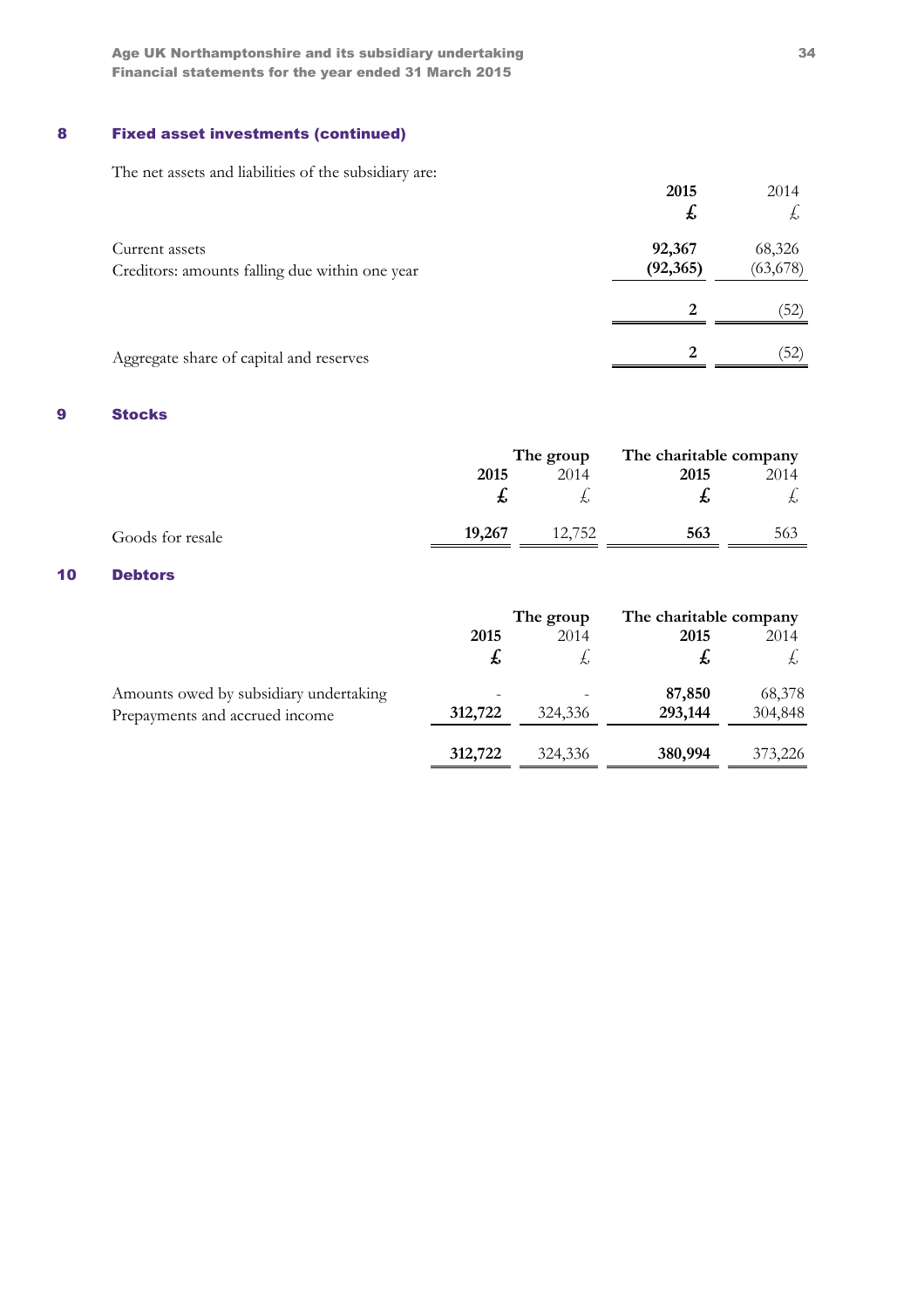## 8 Fixed asset investments (continued)

The net assets and liabilities of the subsidiary are:

| | 2015 | 2014 |
|---|---|---|
| | £ | £ |
| Current assets | **92,367** | 68,326 |
| Creditors: amounts falling due within one year | **(92,365)** | (63,678) |
| | **2** | (52) |
| Aggregate share of capital and reserves | **2** | (52) |

## 9 Stocks

| | The group | | The charitable company | |
|---|---|---|---|---|
| | 2015 | 2014 | 2015 | 2014 |
| | £ | £ | £ | £ |
| Goods for resale | **19,267** | 12,752 | **563** | 563 |

## 10 Debtors

| | The group | | The charitable company | |
|---|---|---|---|---|
| | 2015 | 2014 | 2015 | 2014 |
| | £ | £ | £ | £ |
| Amounts owed by subsidiary undertaking | - | - | **87,850** | 68,378 |
| Prepayments and accrued income | **312,722** | 324,336 | **293,144** | 304,848 |
| | **312,722** | 324,336 | **380,994** | 373,226 |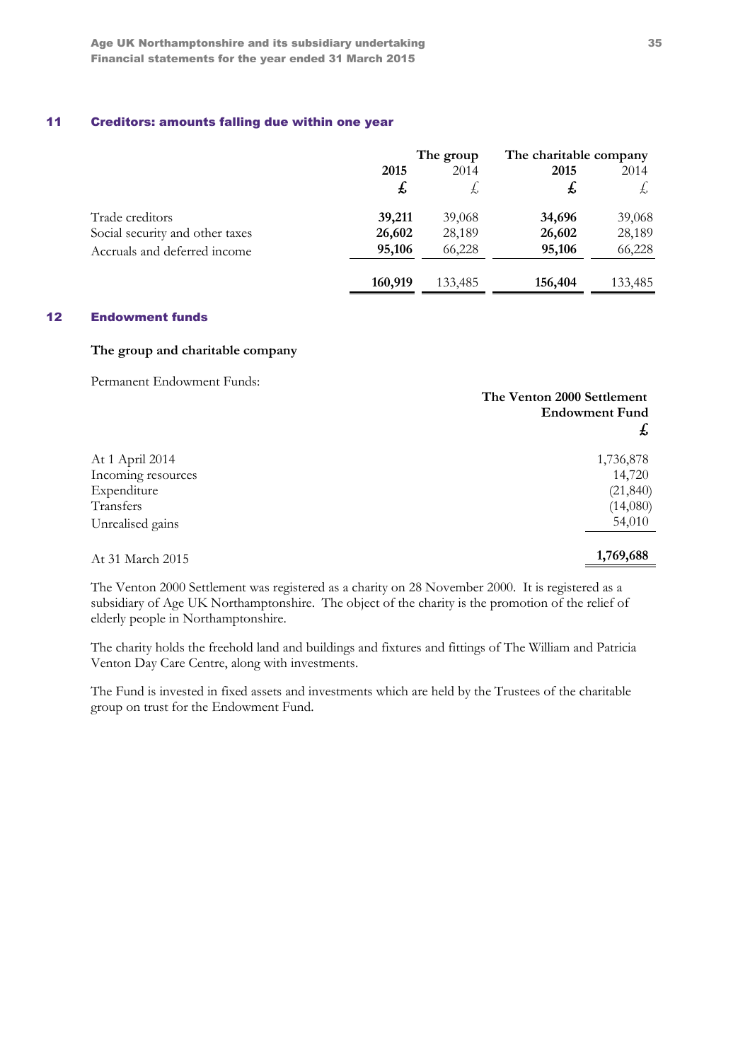## 11 Creditors: amounts falling due within one year

| | The group | | The charitable company | |
|---|---|---|---|---|
| | **2015** | 2014 | **2015** | 2014 |
| | **£** | £ | **£** | £ |
| Trade creditors | **39,211** | 39,068 | **34,696** | 39,068 |
| Social security and other taxes | **26,602** | 28,189 | **26,602** | 28,189 |
| Accruals and deferred income | **95,106** | 66,228 | **95,106** | 66,228 |
| | **160,919** | 133,485 | **156,404** | 133,485 |

## 12 Endowment funds

**The group and charitable company**

Permanent Endowment Funds:

| | **The Venton 2000 Settlement Endowment Fund** |
|---|---|
| | **£** |
| At 1 April 2014 | 1,736,878 |
| Incoming resources | 14,720 |
| Expenditure | (21,840) |
| Transfers | (14,080) |
| Unrealised gains | 54,010 |
| At 31 March 2015 | **1,769,688** |

The Venton 2000 Settlement was registered as a charity on 28 November 2000. It is registered as a subsidiary of Age UK Northamptonshire. The object of the charity is the promotion of the relief of elderly people in Northamptonshire.

The charity holds the freehold land and buildings and fixtures and fittings of The William and Patricia Venton Day Care Centre, along with investments.

The Fund is invested in fixed assets and investments which are held by the Trustees of the charitable group on trust for the Endowment Fund.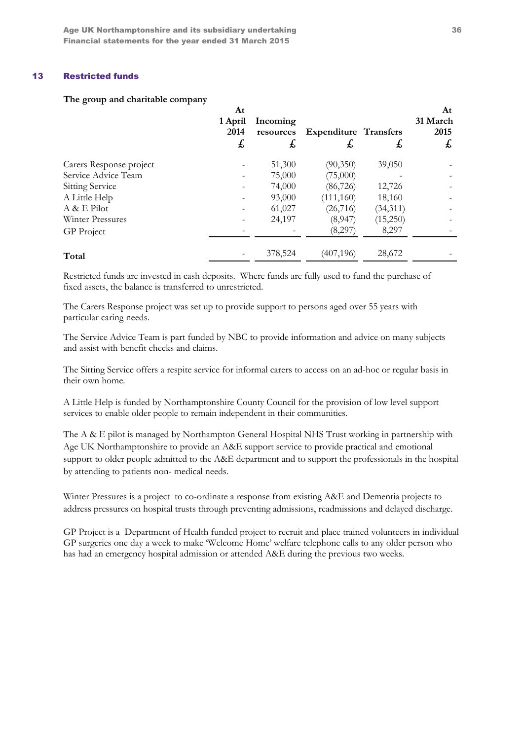## 13 Restricted funds

**The group and charitable company**

| | At 1 April 2014 £ | Incoming resources £ | Expenditure £ | Transfers £ | At 31 March 2015 £ |
|---|---|---|---|---|---|
| Carers Response project | - | 51,300 | (90,350) | 39,050 | - |
| Service Advice Team | - | 75,000 | (75,000) | - | - |
| Sitting Service | - | 74,000 | (86,726) | 12,726 | - |
| A Little Help | - | 93,000 | (111,160) | 18,160 | - |
| A & E Pilot | - | 61,027 | (26,716) | (34,311) | - |
| Winter Pressures | - | 24,197 | (8,947) | (15,250) | - |
| GP Project | - | - | (8,297) | 8,297 | - |
| **Total** | - | 378,524 | (407,196) | 28,672 | - |

Restricted funds are invested in cash deposits. Where funds are fully used to fund the purchase of fixed assets, the balance is transferred to unrestricted.

The Carers Response project was set up to provide support to persons aged over 55 years with particular caring needs.

The Service Advice Team is part funded by NBC to provide information and advice on many subjects and assist with benefit checks and claims.

The Sitting Service offers a respite service for informal carers to access on an ad-hoc or regular basis in their own home.

A Little Help is funded by Northamptonshire County Council for the provision of low level support services to enable older people to remain independent in their communities.

The A & E pilot is managed by Northampton General Hospital NHS Trust working in partnership with Age UK Northamptonshire to provide an A&E support service to provide practical and emotional support to older people admitted to the A&E department and to support the professionals in the hospital by attending to patients non- medical needs.

Winter Pressures is a project to co-ordinate a response from existing A&E and Dementia projects to address pressures on hospital trusts through preventing admissions, readmissions and delayed discharge.

GP Project is a Department of Health funded project to recruit and place trained volunteers in individual GP surgeries one day a week to make 'Welcome Home' welfare telephone calls to any older person who has had an emergency hospital admission or attended A&E during the previous two weeks.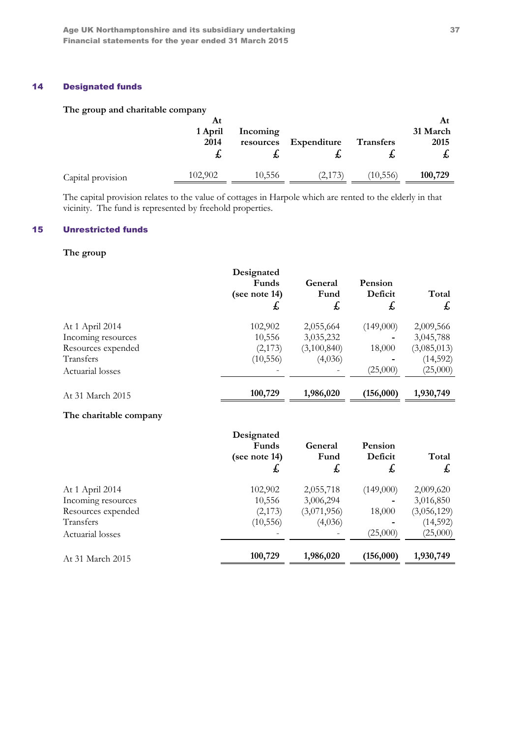## 14 Designated funds

**The group and charitable company**

| | At 1 April 2014 £ | Incoming resources £ | Expenditure £ | Transfers £ | At 31 March 2015 £ |
|---|---|---|---|---|---|
| Capital provision | 102,902 | 10,556 | (2,173) | (10,556) | **100,729** |

The capital provision relates to the value of cottages in Harpole which are rented to the elderly in that vicinity. The fund is represented by freehold properties.

## 15 Unrestricted funds

**The group**

| | Designated Funds (see note 14) £ | General Fund £ | Pension Deficit £ | Total £ |
|---|---|---|---|---|
| At 1 April 2014 | 102,902 | 2,055,664 | (149,000) | 2,009,566 |
| Incoming resources | 10,556 | 3,035,232 | - | 3,045,788 |
| Resources expended | (2,173) | (3,100,840) | 18,000 | (3,085,013) |
| Transfers | (10,556) | (4,036) | - | (14,592) |
| Actuarial losses | - | - | (25,000) | (25,000) |
| At 31 March 2015 | **100,729** | **1,986,020** | **(156,000)** | **1,930,749** |

**The charitable company**

| | Designated Funds (see note 14) £ | General Fund £ | Pension Deficit £ | Total £ |
|---|---|---|---|---|
| At 1 April 2014 | 102,902 | 2,055,718 | (149,000) | 2,009,620 |
| Incoming resources | 10,556 | 3,006,294 | - | 3,016,850 |
| Resources expended | (2,173) | (3,071,956) | 18,000 | (3,056,129) |
| Transfers | (10,556) | (4,036) | - | (14,592) |
| Actuarial losses | - | - | (25,000) | (25,000) |
| At 31 March 2015 | **100,729** | **1,986,020** | **(156,000)** | **1,930,749** |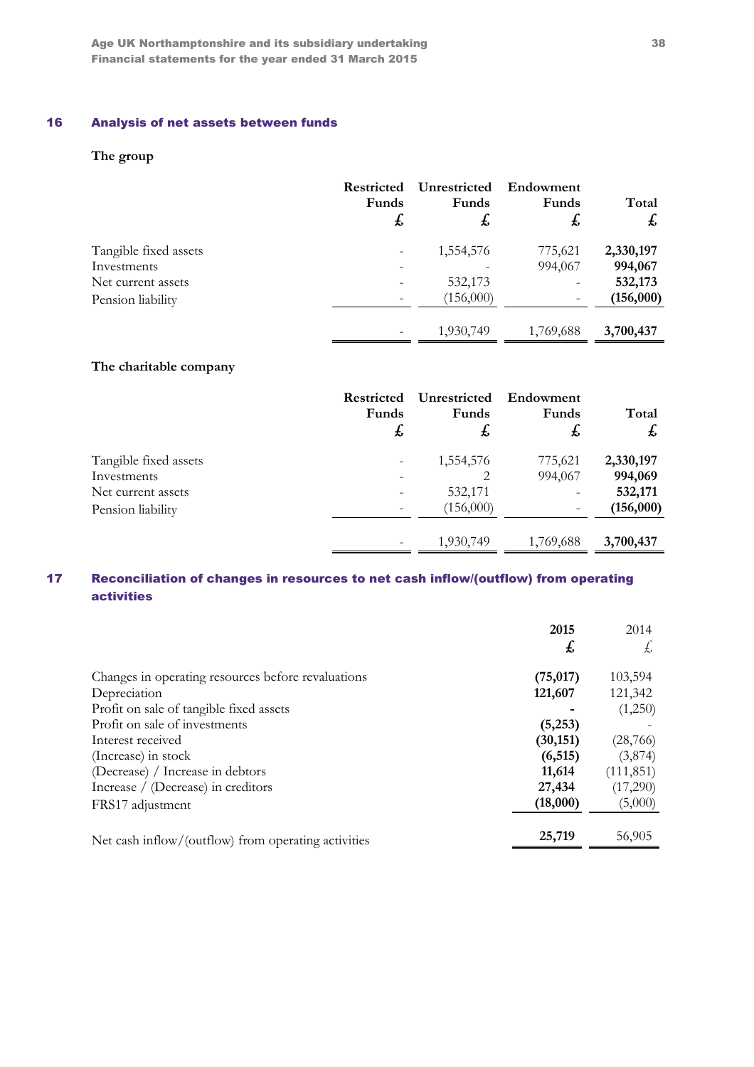## 16 Analysis of net assets between funds

### The group

| | Restricted Funds £ | Unrestricted Funds £ | Endowment Funds £ | Total £ |
|---|---|---|---|---|
| Tangible fixed assets | - | 1,554,576 | 775,621 | **2,330,197** |
| Investments | - | - | 994,067 | **994,067** |
| Net current assets | - | 532,173 | - | **532,173** |
| Pension liability | - | (156,000) | - | **(156,000)** |
| | - | 1,930,749 | 1,769,688 | **3,700,437** |

### The charitable company

| | Restricted Funds £ | Unrestricted Funds £ | Endowment Funds £ | Total £ |
|---|---|---|---|---|
| Tangible fixed assets | - | 1,554,576 | 775,621 | **2,330,197** |
| Investments | - | 2 | 994,067 | **994,069** |
| Net current assets | - | 532,171 | - | **532,171** |
| Pension liability | - | (156,000) | - | **(156,000)** |
| | - | 1,930,749 | 1,769,688 | **3,700,437** |

## 17 Reconciliation of changes in resources to net cash inflow/(outflow) from operating activities

| | **2015 £** | 2014 £ |
|---|---|---|
| Changes in operating resources before revaluations | **(75,017)** | 103,594 |
| Depreciation | **121,607** | 121,342 |
| Profit on sale of tangible fixed assets | **-** | (1,250) |
| Profit on sale of investments | **(5,253)** | - |
| Interest received | **(30,151)** | (28,766) |
| (Increase) in stock | **(6,515)** | (3,874) |
| (Decrease) / Increase in debtors | **11,614** | (111,851) |
| Increase / (Decrease) in creditors | **27,434** | (17,290) |
| FRS17 adjustment | **(18,000)** | (5,000) |
| Net cash inflow/(outflow) from operating activities | **25,719** | 56,905 |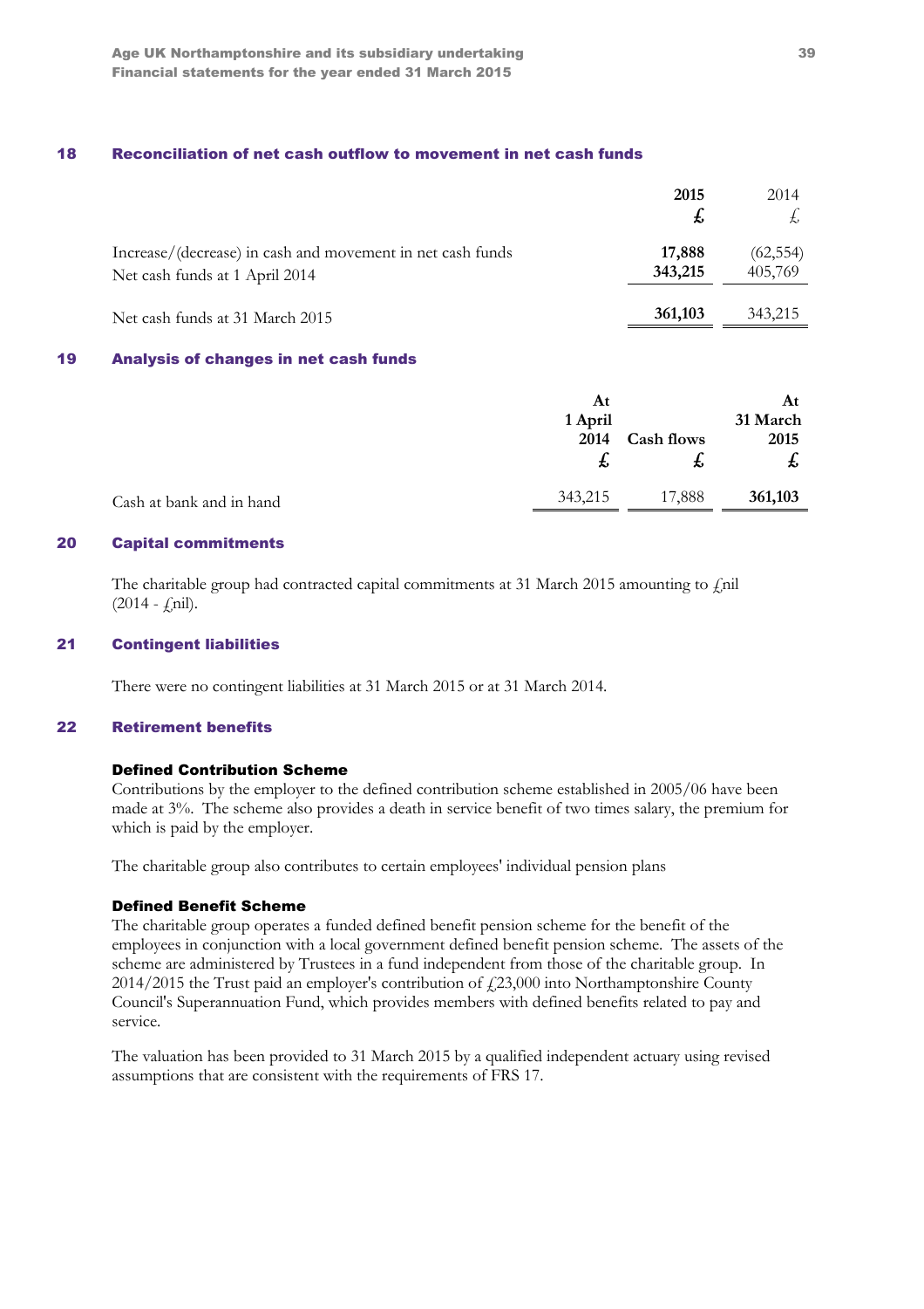## 18 Reconciliation of net cash outflow to movement in net cash funds

| | 2015 £ | 2014 £ |
|---|---|---|
| Increase/(decrease) in cash and movement in net cash funds | **17,888** | (62,554) |
| Net cash funds at 1 April 2014 | **343,215** | 405,769 |
| Net cash funds at 31 March 2015 | **361,103** | 343,215 |

## 19 Analysis of changes in net cash funds

| | At 1 April 2014 £ | Cash flows £ | At 31 March 2015 £ |
|---|---|---|---|
| Cash at bank and in hand | 343,215 | 17,888 | **361,103** |

## 20 Capital commitments

The charitable group had contracted capital commitments at 31 March 2015 amounting to £nil (2014 - £nil).

## 21 Contingent liabilities

There were no contingent liabilities at 31 March 2015 or at 31 March 2014.

## 22 Retirement benefits

### Defined Contribution Scheme

Contributions by the employer to the defined contribution scheme established in 2005/06 have been made at 3%. The scheme also provides a death in service benefit of two times salary, the premium for which is paid by the employer.

The charitable group also contributes to certain employees' individual pension plans

### Defined Benefit Scheme

The charitable group operates a funded defined benefit pension scheme for the benefit of the employees in conjunction with a local government defined benefit pension scheme. The assets of the scheme are administered by Trustees in a fund independent from those of the charitable group. In 2014/2015 the Trust paid an employer's contribution of £23,000 into Northamptonshire County Council's Superannuation Fund, which provides members with defined benefits related to pay and service.

The valuation has been provided to 31 March 2015 by a qualified independent actuary using revised assumptions that are consistent with the requirements of FRS 17.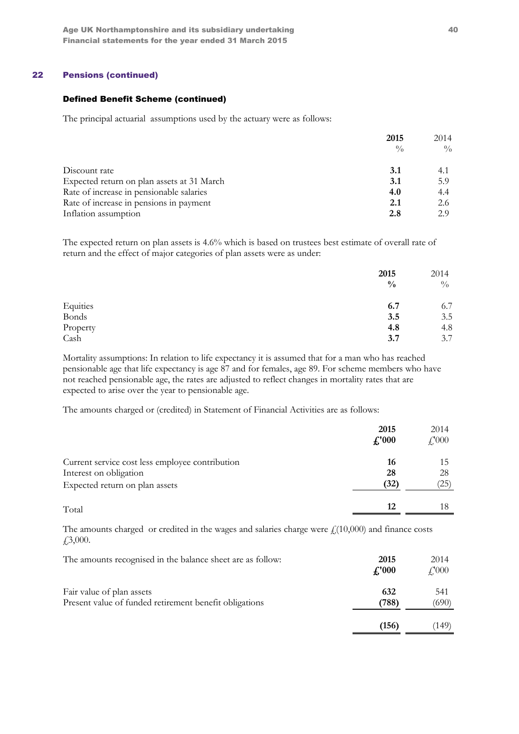## 22 Pensions (continued)

### Defined Benefit Scheme (continued)

The principal actuarial assumptions used by the actuary were as follows:

| | **2015** | 2014 |
|---|---|---|
| | **%** | % |
| Discount rate | **3.1** | 4.1 |
| Expected return on plan assets at 31 March | **3.1** | 5.9 |
| Rate of increase in pensionable salaries | **4.0** | 4.4 |
| Rate of increase in pensions in payment | **2.1** | 2.6 |
| Inflation assumption | **2.8** | 2.9 |

The expected return on plan assets is 4.6% which is based on trustees best estimate of overall rate of return and the effect of major categories of plan assets were as under:

| | **2015** | 2014 |
|---|---|---|
| | **%** | % |
| Equities | **6.7** | 6.7 |
| Bonds | **3.5** | 3.5 |
| Property | **4.8** | 4.8 |
| Cash | **3.7** | 3.7 |

Mortality assumptions: In relation to life expectancy it is assumed that for a man who has reached pensionable age that life expectancy is age 87 and for females, age 89. For scheme members who have not reached pensionable age, the rates are adjusted to reflect changes in mortality rates that are expected to arise over the year to pensionable age.

The amounts charged or (credited) in Statement of Financial Activities are as follows:

| | **2015** | 2014 |
|---|---|---|
| | **£'000** | £'000 |
| Current service cost less employee contribution | **16** | 15 |
| Interest on obligation | **28** | 28 |
| Expected return on plan assets | **(32)** | (25) |
| Total | **12** | 18 |

The amounts charged or credited in the wages and salaries charge were £(10,000) and finance costs £3,000.

| The amounts recognised in the balance sheet are as follow: | **2015** | 2014 |
|---|---|---|
| | **£'000** | £'000 |
| Fair value of plan assets | **632** | 541 |
| Present value of funded retirement benefit obligations | **(788)** | (690) |
| | **(156)** | (149) |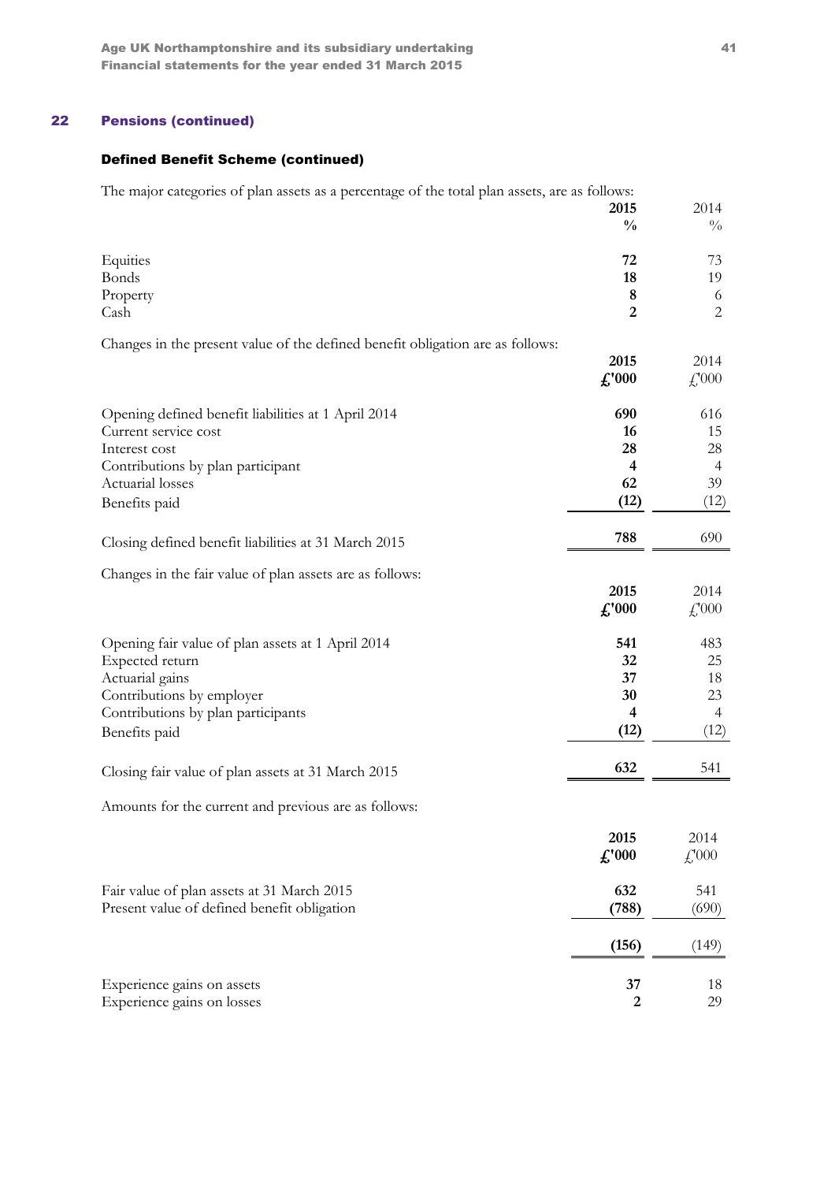## 22 Pensions (continued)

### Defined Benefit Scheme (continued)

The major categories of plan assets as a percentage of the total plan assets, are as follows:

| | 2015 | 2014 |
|---|---|---|
| | % | % |
| Equities | 72 | 73 |
| Bonds | 18 | 19 |
| Property | 8 | 6 |
| Cash | 2 | 2 |

Changes in the present value of the defined benefit obligation are as follows:

| | 2015 | 2014 |
|---|---|---|
| | £'000 | £'000 |
| Opening defined benefit liabilities at 1 April 2014 | 690 | 616 |
| Current service cost | 16 | 15 |
| Interest cost | 28 | 28 |
| Contributions by plan participant | 4 | 4 |
| Actuarial losses | 62 | 39 |
| Benefits paid | (12) | (12) |
| Closing defined benefit liabilities at 31 March 2015 | 788 | 690 |

Changes in the fair value of plan assets are as follows:

| | 2015 | 2014 |
|---|---|---|
| | £'000 | £'000 |
| Opening fair value of plan assets at 1 April 2014 | 541 | 483 |
| Expected return | 32 | 25 |
| Actuarial gains | 37 | 18 |
| Contributions by employer | 30 | 23 |
| Contributions by plan participants | 4 | 4 |
| Benefits paid | (12) | (12) |
| Closing fair value of plan assets at 31 March 2015 | 632 | 541 |

Amounts for the current and previous are as follows:

| | 2015 | 2014 |
|---|---|---|
| | £'000 | £'000 |
| Fair value of plan assets at 31 March 2015 | 632 | 541 |
| Present value of defined benefit obligation | (788) | (690) |
| | (156) | (149) |
| Experience gains on assets | 37 | 18 |
| Experience gains on losses | 2 | 29 |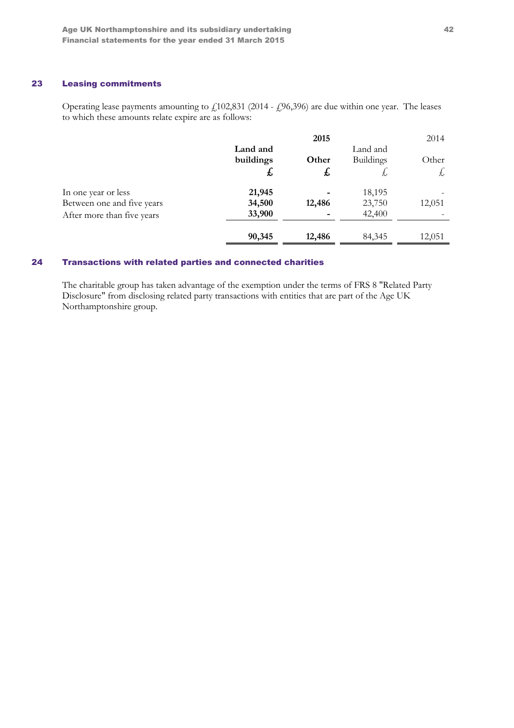## 23 Leasing commitments

Operating lease payments amounting to £102,831 (2014 - £96,396) are due within one year. The leases to which these amounts relate expire are as follows:

| | 2015 | | 2014 | |
|---|---|---|---|---|
| | **Land and buildings** | **Other** | Land and Buildings | Other |
| | **£** | **£** | £ | £ |
| In one year or less | **21,945** | **-** | 18,195 | - |
| Between one and five years | **34,500** | **12,486** | 23,750 | 12,051 |
| After more than five years | **33,900** | **-** | 42,400 | - |
| | **90,345** | **12,486** | 84,345 | 12,051 |

## 24 Transactions with related parties and connected charities

The charitable group has taken advantage of the exemption under the terms of FRS 8 "Related Party Disclosure" from disclosing related party transactions with entities that are part of the Age UK Northamptonshire group.